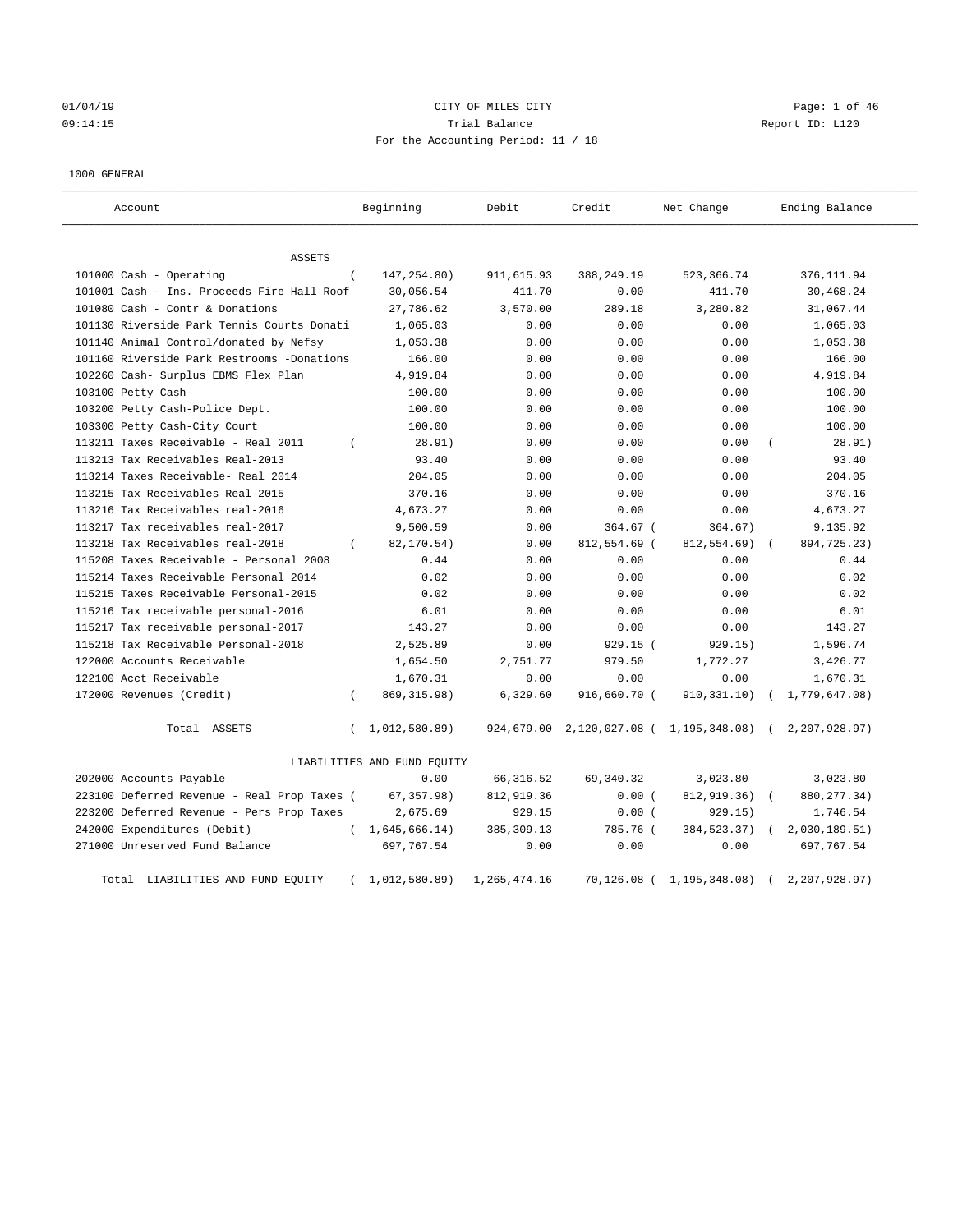01/04/19 CITY OF MILES CITY
09:14:15 Trial Balance Report ID: L120
For the Accounting Period: 11 / 18

1000 GENERAL

| Account | Beginning | Debit | Credit | Net Change | Ending Balance |
|---|---|---|---|---|---|
| ASSETS | | | | | |
| 101000 Cash - Operating | ( 147,254.80) | 911,615.93 | 388,249.19 | 523,366.74 | 376,111.94 |
| 101001 Cash - Ins. Proceeds-Fire Hall Roof | 30,056.54 | 411.70 | 0.00 | 411.70 | 30,468.24 |
| 101080 Cash - Contr & Donations | 27,786.62 | 3,570.00 | 289.18 | 3,280.82 | 31,067.44 |
| 101130 Riverside Park Tennis Courts Donati | 1,065.03 | 0.00 | 0.00 | 0.00 | 1,065.03 |
| 101140 Animal Control/donated by Nefsy | 1,053.38 | 0.00 | 0.00 | 0.00 | 1,053.38 |
| 101160 Riverside Park Restrooms -Donations | 166.00 | 0.00 | 0.00 | 0.00 | 166.00 |
| 102260 Cash- Surplus EBMS Flex Plan | 4,919.84 | 0.00 | 0.00 | 0.00 | 4,919.84 |
| 103100 Petty Cash- | 100.00 | 0.00 | 0.00 | 0.00 | 100.00 |
| 103200 Petty Cash-Police Dept. | 100.00 | 0.00 | 0.00 | 0.00 | 100.00 |
| 103300 Petty Cash-City Court | 100.00 | 0.00 | 0.00 | 0.00 | 100.00 |
| 113211 Taxes Receivable - Real 2011 | ( 28.91) | 0.00 | 0.00 | 0.00 | ( 28.91) |
| 113213 Tax Receivables Real-2013 | 93.40 | 0.00 | 0.00 | 0.00 | 93.40 |
| 113214 Taxes Receivable- Real 2014 | 204.05 | 0.00 | 0.00 | 0.00 | 204.05 |
| 113215 Tax Receivables Real-2015 | 370.16 | 0.00 | 0.00 | 0.00 | 370.16 |
| 113216 Tax Receivables real-2016 | 4,673.27 | 0.00 | 0.00 | 0.00 | 4,673.27 |
| 113217 Tax receivables real-2017 | 9,500.59 | 0.00 | 364.67 | ( 364.67) | 9,135.92 |
| 113218 Tax Receivables real-2018 | ( 82,170.54) | 0.00 | 812,554.69 | ( 812,554.69) | ( 894,725.23) |
| 115208 Taxes Receivable - Personal 2008 | 0.44 | 0.00 | 0.00 | 0.00 | 0.44 |
| 115214 Taxes Receivable Personal 2014 | 0.02 | 0.00 | 0.00 | 0.00 | 0.02 |
| 115215 Taxes Receivable Personal-2015 | 0.02 | 0.00 | 0.00 | 0.00 | 0.02 |
| 115216 Tax receivable personal-2016 | 6.01 | 0.00 | 0.00 | 0.00 | 6.01 |
| 115217 Tax receivable personal-2017 | 143.27 | 0.00 | 0.00 | 0.00 | 143.27 |
| 115218 Tax Receivable Personal-2018 | 2,525.89 | 0.00 | 929.15 | ( 929.15) | 1,596.74 |
| 122000 Accounts Receivable | 1,654.50 | 2,751.77 | 979.50 | 1,772.27 | 3,426.77 |
| 122100 Acct Receivable | 1,670.31 | 0.00 | 0.00 | 0.00 | 1,670.31 |
| 172000 Revenues (Credit) | ( 869,315.98) | 6,329.60 | 916,660.70 | ( 910,331.10) | ( 1,779,647.08) |
| Total ASSETS | ( 1,012,580.89) | 924,679.00 | 2,120,027.08 | ( 1,195,348.08) | ( 2,207,928.97) |
| LIABILITIES AND FUND EQUITY | | | | | |
| 202000 Accounts Payable | 0.00 | 66,316.52 | 69,340.32 | 3,023.80 | 3,023.80 |
| 223100 Deferred Revenue - Real Prop Taxes | ( 67,357.98) | 812,919.36 | 0.00 | ( 812,919.36) | ( 880,277.34) |
| 223200 Deferred Revenue - Pers Prop Taxes | 2,675.69 | 929.15 | 0.00 | ( 929.15) | 1,746.54 |
| 242000 Expenditures (Debit) | ( 1,645,666.14) | 385,309.13 | 785.76 | ( 384,523.37) | ( 2,030,189.51) |
| 271000 Unreserved Fund Balance | 697,767.54 | 0.00 | 0.00 | 0.00 | 697,767.54 |
| Total LIABILITIES AND FUND EQUITY | ( 1,012,580.89) | 1,265,474.16 | 70,126.08 | ( 1,195,348.08) | ( 2,207,928.97) |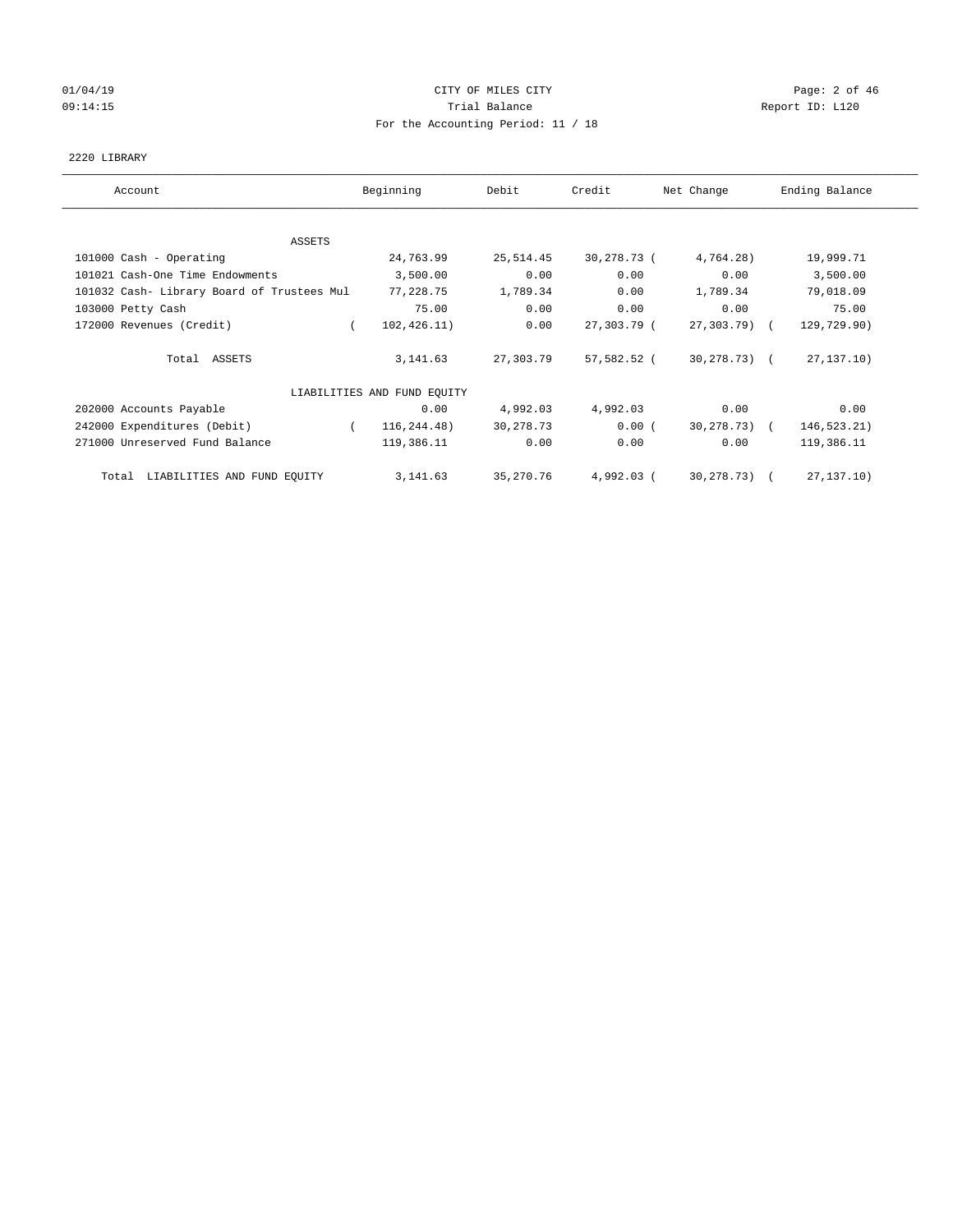CITY OF MILES CITY

Trial Balance

For the Accounting Period: 11 / 18

01/04/19 09:14:15 — Report ID: L120

2220 LIBRARY

| Account | Beginning | Debit | Credit | Net Change | Ending Balance |
|---|---|---|---|---|---|
| **ASSETS** | | | | | |
| 101000 Cash - Operating | 24,763.99 | 25,514.45 | 30,278.73 | (4,764.28) | 19,999.71 |
| 101021 Cash-One Time Endowments | 3,500.00 | 0.00 | 0.00 | 0.00 | 3,500.00 |
| 101032 Cash- Library Board of Trustees Mul | 77,228.75 | 1,789.34 | 0.00 | 1,789.34 | 79,018.09 |
| 103000 Petty Cash | 75.00 | 0.00 | 0.00 | 0.00 | 75.00 |
| 172000 Revenues (Credit) | (102,426.11) | 0.00 | 27,303.79 | (27,303.79) | (129,729.90) |
| Total ASSETS | 3,141.63 | 27,303.79 | 57,582.52 | (30,278.73) | (27,137.10) |
| **LIABILITIES AND FUND EQUITY** | | | | | |
| 202000 Accounts Payable | 0.00 | 4,992.03 | 4,992.03 | 0.00 | 0.00 |
| 242000 Expenditures (Debit) | (116,244.48) | 30,278.73 | 0.00 | (30,278.73) | (146,523.21) |
| 271000 Unreserved Fund Balance | 119,386.11 | 0.00 | 0.00 | 0.00 | 119,386.11 |
| Total LIABILITIES AND FUND EQUITY | 3,141.63 | 35,270.76 | 4,992.03 | (30,278.73) | (27,137.10) |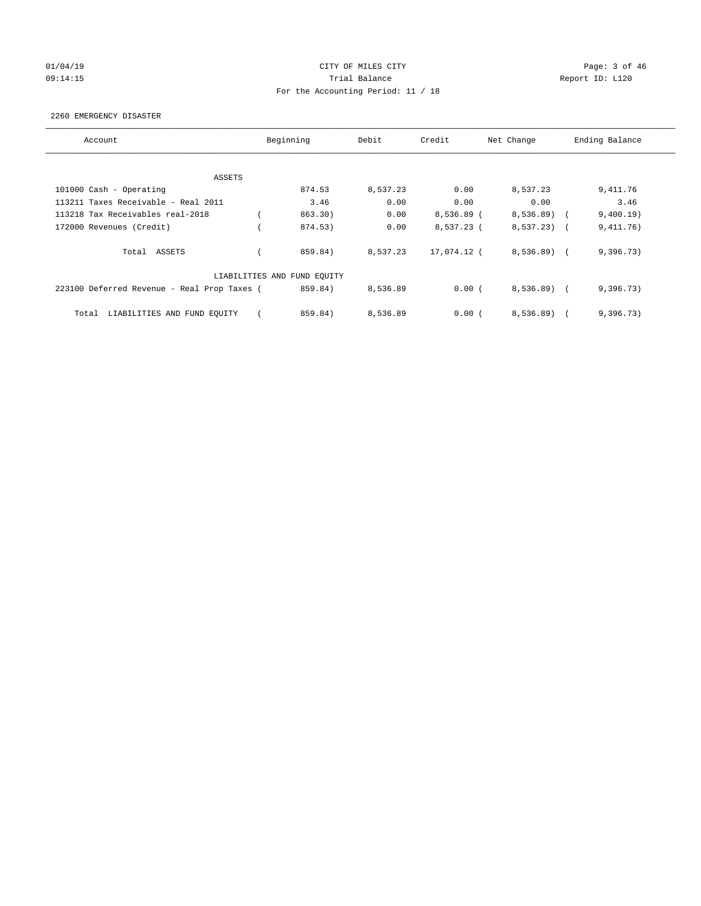CITY OF MILES CITY

Trial Balance

For the Accounting Period: 11 / 18

01/04/19 09:14:15 Report ID: L120

2260 EMERGENCY DISASTER

| Account | Beginning | Debit | Credit | Net Change | Ending Balance |
|---|---|---|---|---|---|
| ASSETS | | | | | |
| 101000 Cash - Operating | 874.53 | 8,537.23 | 0.00 | 8,537.23 | 9,411.76 |
| 113211 Taxes Receivable - Real 2011 | 3.46 | 0.00 | 0.00 | 0.00 | 3.46 |
| 113218 Tax Receivables real-2018 | ( 863.30) | 0.00 | 8,536.89 | ( 8,536.89) | ( 9,400.19) |
| 172000 Revenues (Credit) | ( 874.53) | 0.00 | 8,537.23 | ( 8,537.23) | ( 9,411.76) |
| Total ASSETS | ( 859.84) | 8,537.23 | 17,074.12 | ( 8,536.89) | ( 9,396.73) |
| LIABILITIES AND FUND EQUITY | | | | | |
| 223100 Deferred Revenue - Real Prop Taxes | ( 859.84) | 8,536.89 | 0.00 | ( 8,536.89) | ( 9,396.73) |
| Total LIABILITIES AND FUND EQUITY | ( 859.84) | 8,536.89 | 0.00 | ( 8,536.89) | ( 9,396.73) |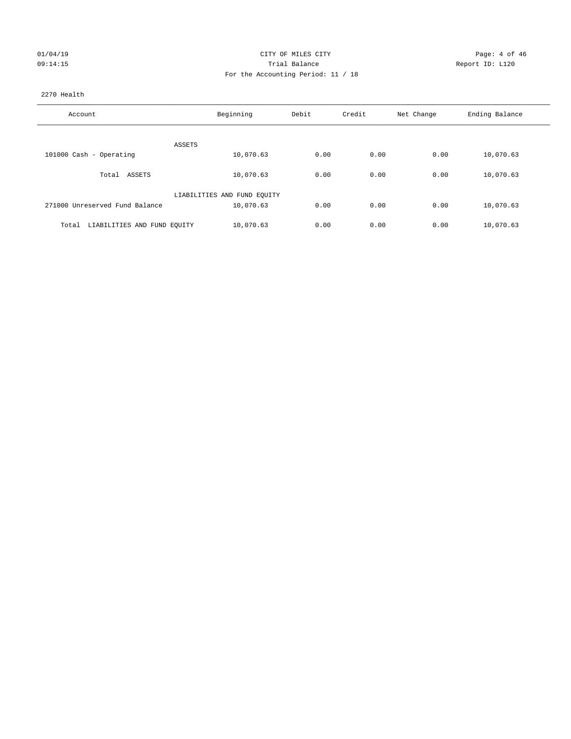CITY OF MILES CITY
Trial Balance
For the Accounting Period: 11 / 18

01/04/19
09:14:15

Report ID: L120

2270 Health

| Account | Beginning | Debit | Credit | Net Change | Ending Balance |
|---|---|---|---|---|---|
| ASSETS | | | | | |
| 101000 Cash - Operating | 10,070.63 | 0.00 | 0.00 | 0.00 | 10,070.63 |
| Total ASSETS | 10,070.63 | 0.00 | 0.00 | 0.00 | 10,070.63 |
| LIABILITIES AND FUND EQUITY | | | | | |
| 271000 Unreserved Fund Balance | 10,070.63 | 0.00 | 0.00 | 0.00 | 10,070.63 |
| Total LIABILITIES AND FUND EQUITY | 10,070.63 | 0.00 | 0.00 | 0.00 | 10,070.63 |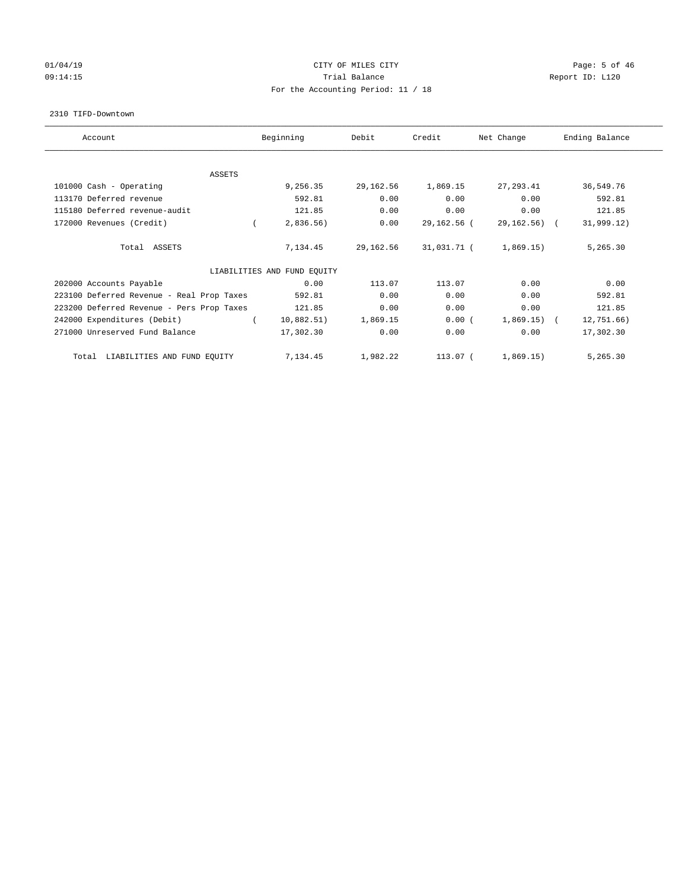CITY OF MILES CITY
Trial Balance
For the Accounting Period: 11 / 18

01/04/19
09:14:15

Report ID: L120

2310 TIFD-Downtown

| Account | Beginning | Debit | Credit | Net Change | Ending Balance |
|---|---|---|---|---|---|
| ASSETS | | | | | |
| 101000 Cash - Operating | 9,256.35 | 29,162.56 | 1,869.15 | 27,293.41 | 36,549.76 |
| 113170 Deferred revenue | 592.81 | 0.00 | 0.00 | 0.00 | 592.81 |
| 115180 Deferred revenue-audit | 121.85 | 0.00 | 0.00 | 0.00 | 121.85 |
| 172000 Revenues (Credit) | ( 2,836.56) | 0.00 | 29,162.56 | ( 29,162.56) | ( 31,999.12) |
| Total ASSETS | 7,134.45 | 29,162.56 | 31,031.71 | ( 1,869.15) | 5,265.30 |
| LIABILITIES AND FUND EQUITY | | | | | |
| 202000 Accounts Payable | 0.00 | 113.07 | 113.07 | 0.00 | 0.00 |
| 223100 Deferred Revenue - Real Prop Taxes | 592.81 | 0.00 | 0.00 | 0.00 | 592.81 |
| 223200 Deferred Revenue - Pers Prop Taxes | 121.85 | 0.00 | 0.00 | 0.00 | 121.85 |
| 242000 Expenditures (Debit) | ( 10,882.51) | 1,869.15 | 0.00 | ( 1,869.15) | ( 12,751.66) |
| 271000 Unreserved Fund Balance | 17,302.30 | 0.00 | 0.00 | 0.00 | 17,302.30 |
| Total LIABILITIES AND FUND EQUITY | 7,134.45 | 1,982.22 | 113.07 | ( 1,869.15) | 5,265.30 |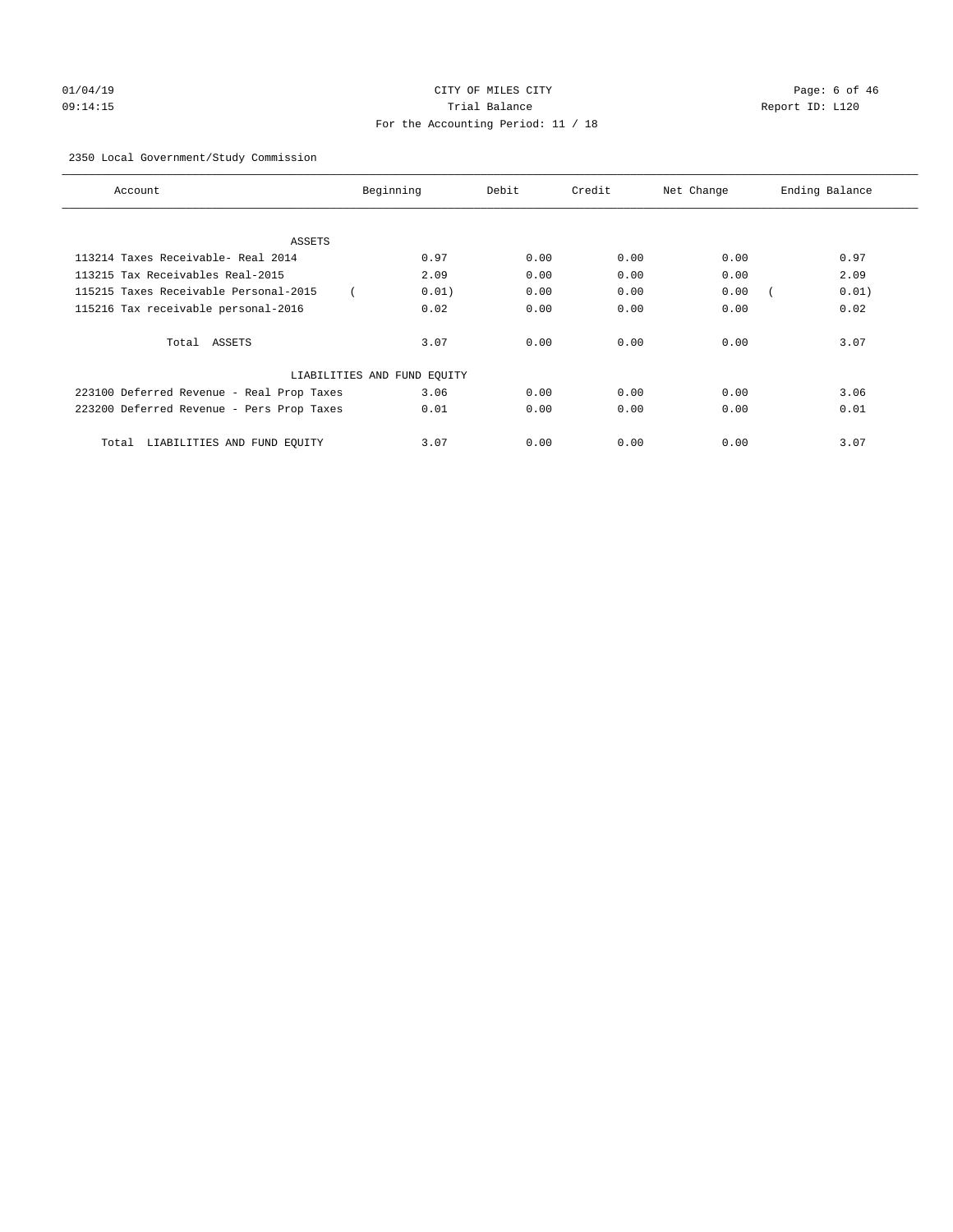CITY OF MILES CITY

Trial Balance

For the Accounting Period: 11 / 18

2350 Local Government/Study Commission

| Account | Beginning | Debit | Credit | Net Change | Ending Balance |
|---|---|---|---|---|---|
| ASSETS | | | | | |
| 113214 Taxes Receivable- Real 2014 | 0.97 | 0.00 | 0.00 | 0.00 | 0.97 |
| 113215 Tax Receivables Real-2015 | 2.09 | 0.00 | 0.00 | 0.00 | 2.09 |
| 115215 Taxes Receivable Personal-2015 | ( 0.01) | 0.00 | 0.00 | 0.00 | ( 0.01) |
| 115216 Tax receivable personal-2016 | 0.02 | 0.00 | 0.00 | 0.00 | 0.02 |
| Total ASSETS | 3.07 | 0.00 | 0.00 | 0.00 | 3.07 |
| LIABILITIES AND FUND EQUITY | | | | | |
| 223100 Deferred Revenue - Real Prop Taxes | 3.06 | 0.00 | 0.00 | 0.00 | 3.06 |
| 223200 Deferred Revenue - Pers Prop Taxes | 0.01 | 0.00 | 0.00 | 0.00 | 0.01 |
| Total LIABILITIES AND FUND EQUITY | 3.07 | 0.00 | 0.00 | 0.00 | 3.07 |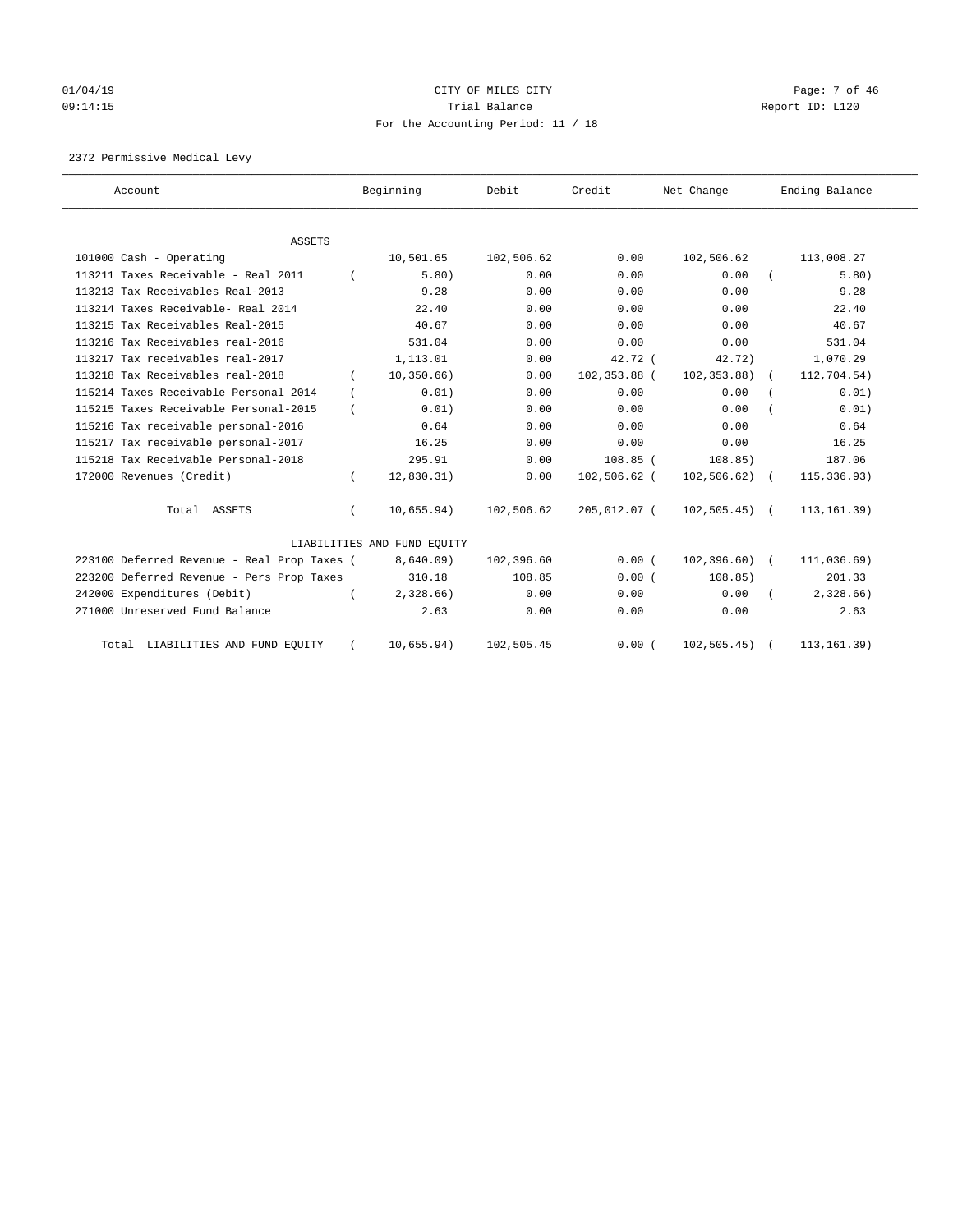CITY OF MILES CITY

Trial Balance

For the Accounting Period: 11 / 18

2372 Permissive Medical Levy

| Account | Beginning | Debit | Credit | Net Change | Ending Balance |
|---|---|---|---|---|---|
| ASSETS | | | | | |
| 101000 Cash - Operating | 10,501.65 | 102,506.62 | 0.00 | 102,506.62 | 113,008.27 |
| 113211 Taxes Receivable - Real 2011 | ( 5.80) | 0.00 | 0.00 | 0.00 | ( 5.80) |
| 113213 Tax Receivables Real-2013 | 9.28 | 0.00 | 0.00 | 0.00 | 9.28 |
| 113214 Taxes Receivable- Real 2014 | 22.40 | 0.00 | 0.00 | 0.00 | 22.40 |
| 113215 Tax Receivables Real-2015 | 40.67 | 0.00 | 0.00 | 0.00 | 40.67 |
| 113216 Tax Receivables real-2016 | 531.04 | 0.00 | 0.00 | 0.00 | 531.04 |
| 113217 Tax receivables real-2017 | 1,113.01 | 0.00 | 42.72 | ( 42.72) | 1,070.29 |
| 113218 Tax Receivables real-2018 | ( 10,350.66) | 0.00 | 102,353.88 | ( 102,353.88) | ( 112,704.54) |
| 115214 Taxes Receivable Personal 2014 | ( 0.01) | 0.00 | 0.00 | 0.00 | ( 0.01) |
| 115215 Taxes Receivable Personal-2015 | ( 0.01) | 0.00 | 0.00 | 0.00 | ( 0.01) |
| 115216 Tax receivable personal-2016 | 0.64 | 0.00 | 0.00 | 0.00 | 0.64 |
| 115217 Tax receivable personal-2017 | 16.25 | 0.00 | 0.00 | 0.00 | 16.25 |
| 115218 Tax Receivable Personal-2018 | 295.91 | 0.00 | 108.85 | ( 108.85) | 187.06 |
| 172000 Revenues (Credit) | ( 12,830.31) | 0.00 | 102,506.62 | ( 102,506.62) | ( 115,336.93) |
| Total ASSETS | ( 10,655.94) | 102,506.62 | 205,012.07 | ( 102,505.45) | ( 113,161.39) |
| LIABILITIES AND FUND EQUITY | | | | | |
| 223100 Deferred Revenue - Real Prop Taxes | ( 8,640.09) | 102,396.60 | 0.00 | ( 102,396.60) | ( 111,036.69) |
| 223200 Deferred Revenue - Pers Prop Taxes | 310.18 | 108.85 | 0.00 | ( 108.85) | 201.33 |
| 242000 Expenditures (Debit) | ( 2,328.66) | 0.00 | 0.00 | 0.00 | ( 2,328.66) |
| 271000 Unreserved Fund Balance | 2.63 | 0.00 | 0.00 | 0.00 | 2.63 |
| Total LIABILITIES AND FUND EQUITY | ( 10,655.94) | 102,505.45 | 0.00 | ( 102,505.45) | ( 113,161.39) |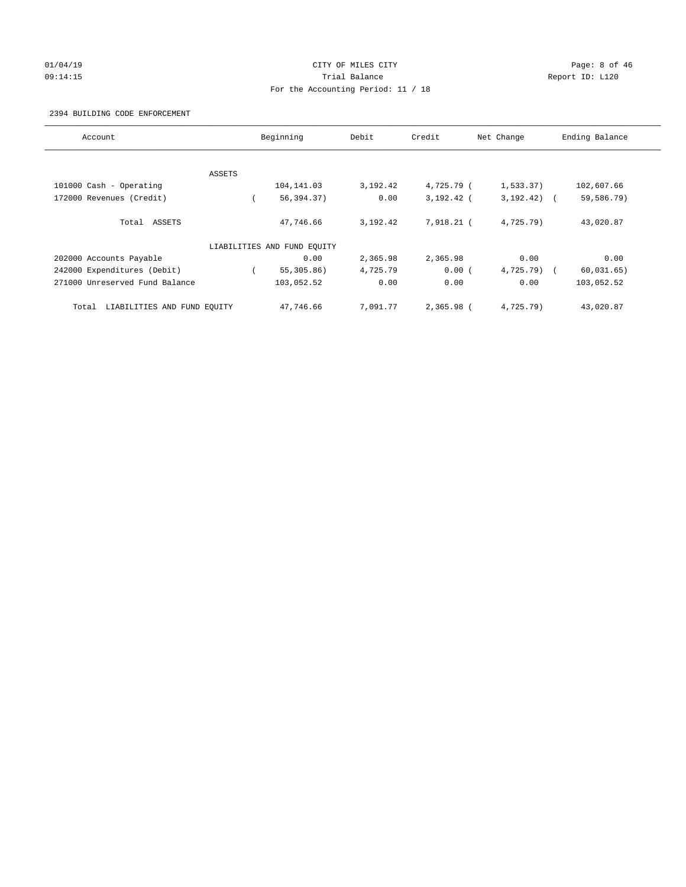CITY OF MILES CITY

Trial Balance

For the Accounting Period: 11 / 18

01/04/19 09:14:15 | Page: 8 of 46 | Report ID: L120

2394 BUILDING CODE ENFORCEMENT

| Account | Beginning | Debit | Credit | Net Change | Ending Balance |
|---|---|---|---|---|---|
| ASSETS | | | | | |
| 101000 Cash - Operating | 104,141.03 | 3,192.42 | 4,725.79 | ( 1,533.37) | 102,607.66 |
| 172000 Revenues (Credit) | ( 56,394.37) | 0.00 | 3,192.42 | ( 3,192.42) | ( 59,586.79) |
| Total ASSETS | 47,746.66 | 3,192.42 | 7,918.21 | ( 4,725.79) | 43,020.87 |
| LIABILITIES AND FUND EQUITY | | | | | |
| 202000 Accounts Payable | 0.00 | 2,365.98 | 2,365.98 | 0.00 | 0.00 |
| 242000 Expenditures (Debit) | ( 55,305.86) | 4,725.79 | 0.00 | ( 4,725.79) | ( 60,031.65) |
| 271000 Unreserved Fund Balance | 103,052.52 | 0.00 | 0.00 | 0.00 | 103,052.52 |
| Total LIABILITIES AND FUND EQUITY | 47,746.66 | 7,091.77 | 2,365.98 | ( 4,725.79) | 43,020.87 |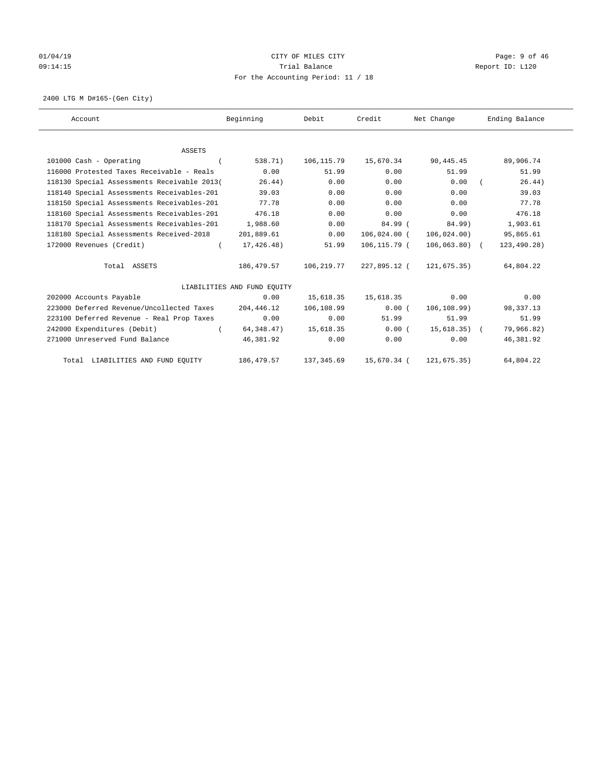CITY OF MILES CITY

Trial Balance

For the Accounting Period: 11 / 18

01/04/19 09:14:15 — Report ID: L120

2400 LTG M D#165-(Gen City)

| Account | Beginning | Debit | Credit | Net Change | Ending Balance |
|---|---|---|---|---|---|
| ASSETS | | | | | |
| 101000 Cash - Operating | ( 538.71) | 106,115.79 | 15,670.34 | 90,445.45 | 89,906.74 |
| 116000 Protested Taxes Receivable - Reals | 0.00 | 51.99 | 0.00 | 51.99 | 51.99 |
| 118130 Special Assessments Receivable 2013 | ( 26.44) | 0.00 | 0.00 | 0.00 | ( 26.44) |
| 118140 Special Assessments Receivables-201 | 39.03 | 0.00 | 0.00 | 0.00 | 39.03 |
| 118150 Special Assessments Receivables-201 | 77.78 | 0.00 | 0.00 | 0.00 | 77.78 |
| 118160 Special Assessments Receivables-201 | 476.18 | 0.00 | 0.00 | 0.00 | 476.18 |
| 118170 Special Assessments Receivables-201 | 1,988.60 | 0.00 | 84.99 | ( 84.99) | 1,903.61 |
| 118180 Special Assessments Received-2018 | 201,889.61 | 0.00 | 106,024.00 | ( 106,024.00) | 95,865.61 |
| 172000 Revenues (Credit) | ( 17,426.48) | 51.99 | 106,115.79 | ( 106,063.80) | ( 123,490.28) |
| Total ASSETS | 186,479.57 | 106,219.77 | 227,895.12 | ( 121,675.35) | 64,804.22 |
| LIABILITIES AND FUND EQUITY | | | | | |
| 202000 Accounts Payable | 0.00 | 15,618.35 | 15,618.35 | 0.00 | 0.00 |
| 223000 Deferred Revenue/Uncollected Taxes | 204,446.12 | 106,108.99 | 0.00 | ( 106,108.99) | 98,337.13 |
| 223100 Deferred Revenue - Real Prop Taxes | 0.00 | 0.00 | 51.99 | 51.99 | 51.99 |
| 242000 Expenditures (Debit) | ( 64,348.47) | 15,618.35 | 0.00 | ( 15,618.35) | ( 79,966.82) |
| 271000 Unreserved Fund Balance | 46,381.92 | 0.00 | 0.00 | 0.00 | 46,381.92 |
| Total LIABILITIES AND FUND EQUITY | 186,479.57 | 137,345.69 | 15,670.34 | ( 121,675.35) | 64,804.22 |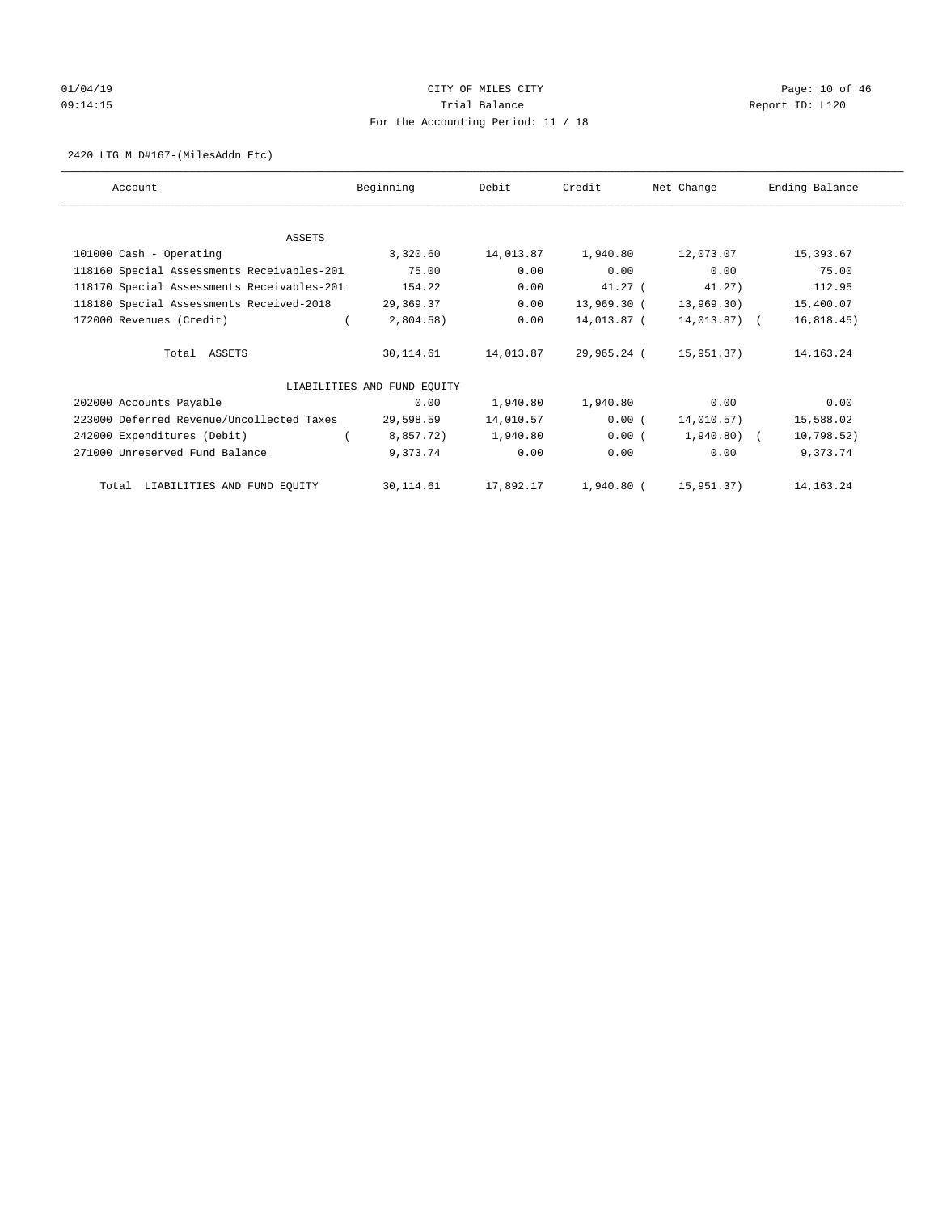CITY OF MILES CITY

Trial Balance

For the Accounting Period: 11 / 18

01/04/19
09:14:15

Report ID: L120

2420 LTG M D#167-(MilesAddn Etc)

| Account | Beginning | Debit | Credit | Net Change | Ending Balance |
|---|---|---|---|---|---|
| ASSETS | | | | | |
| 101000 Cash - Operating | 3,320.60 | 14,013.87 | 1,940.80 | 12,073.07 | 15,393.67 |
| 118160 Special Assessments Receivables-201 | 75.00 | 0.00 | 0.00 | 0.00 | 75.00 |
| 118170 Special Assessments Receivables-201 | 154.22 | 0.00 | 41.27 | ( 41.27) | 112.95 |
| 118180 Special Assessments Received-2018 | 29,369.37 | 0.00 | 13,969.30 | ( 13,969.30) | 15,400.07 |
| 172000 Revenues (Credit) | ( 2,804.58) | 0.00 | 14,013.87 | ( 14,013.87) | ( 16,818.45) |
| Total ASSETS | 30,114.61 | 14,013.87 | 29,965.24 | ( 15,951.37) | 14,163.24 |
| LIABILITIES AND FUND EQUITY | | | | | |
| 202000 Accounts Payable | 0.00 | 1,940.80 | 1,940.80 | 0.00 | 0.00 |
| 223000 Deferred Revenue/Uncollected Taxes | 29,598.59 | 14,010.57 | 0.00 | ( 14,010.57) | 15,588.02 |
| 242000 Expenditures (Debit) | ( 8,857.72) | 1,940.80 | 0.00 | ( 1,940.80) | ( 10,798.52) |
| 271000 Unreserved Fund Balance | 9,373.74 | 0.00 | 0.00 | 0.00 | 9,373.74 |
| Total LIABILITIES AND FUND EQUITY | 30,114.61 | 17,892.17 | 1,940.80 | ( 15,951.37) | 14,163.24 |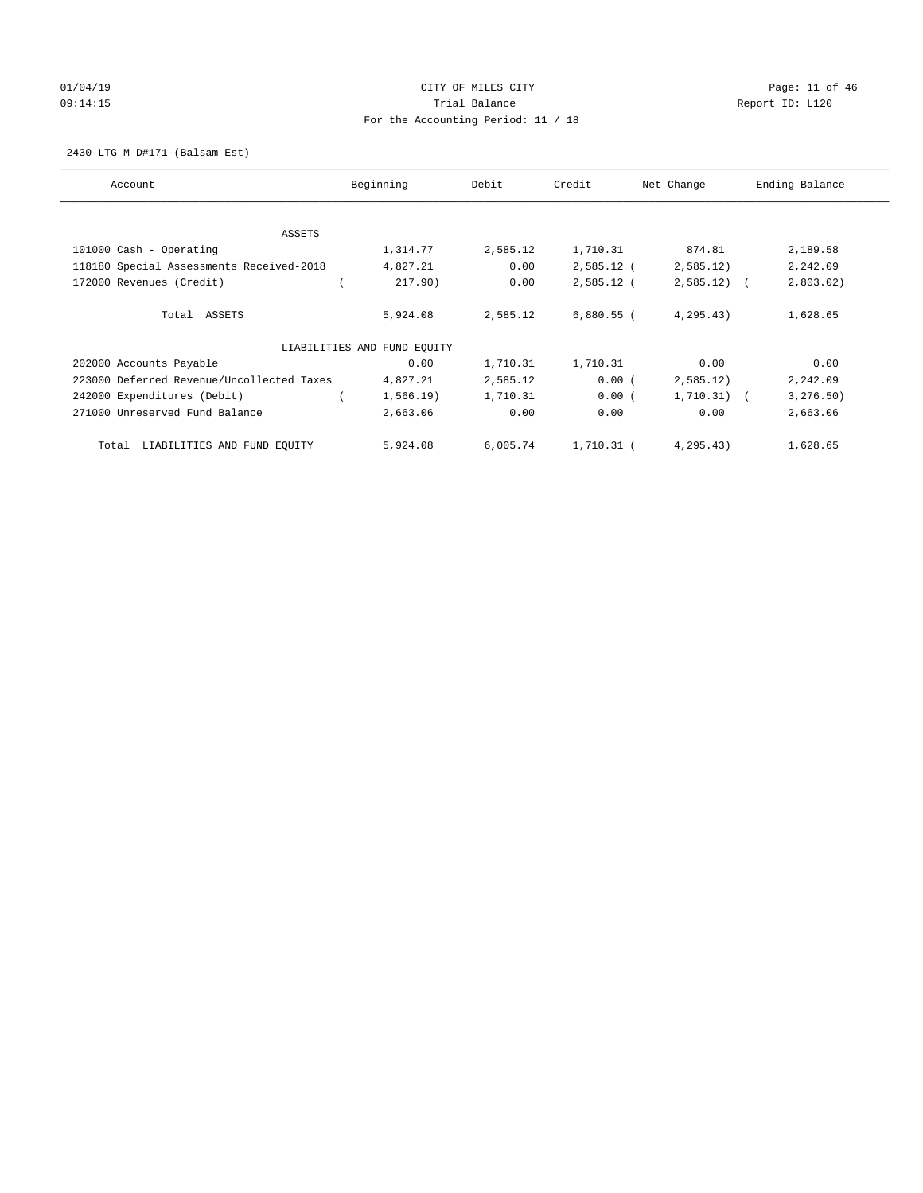01/04/19 CITY OF MILES CITY
09:14:15 Trial Balance Report ID: L120
For the Accounting Period: 11 / 18

2430 LTG M D#171-(Balsam Est)

| Account | Beginning | Debit | Credit | Net Change | Ending Balance |
|---|---|---|---|---|---|
| ASSETS | | | | | |
| 101000 Cash - Operating | 1,314.77 | 2,585.12 | 1,710.31 | 874.81 | 2,189.58 |
| 118180 Special Assessments Received-2018 | 4,827.21 | 0.00 | 2,585.12 | (2,585.12) | 2,242.09 |
| 172000 Revenues (Credit) | (217.90) | 0.00 | 2,585.12 | (2,585.12) | (2,803.02) |
| Total ASSETS | 5,924.08 | 2,585.12 | 6,880.55 | (4,295.43) | 1,628.65 |
| LIABILITIES AND FUND EQUITY | | | | | |
| 202000 Accounts Payable | 0.00 | 1,710.31 | 1,710.31 | 0.00 | 0.00 |
| 223000 Deferred Revenue/Uncollected Taxes | 4,827.21 | 2,585.12 | 0.00 | (2,585.12) | 2,242.09 |
| 242000 Expenditures (Debit) | (1,566.19) | 1,710.31 | 0.00 | (1,710.31) | (3,276.50) |
| 271000 Unreserved Fund Balance | 2,663.06 | 0.00 | 0.00 | 0.00 | 2,663.06 |
| Total LIABILITIES AND FUND EQUITY | 5,924.08 | 6,005.74 | 1,710.31 | (4,295.43) | 1,628.65 |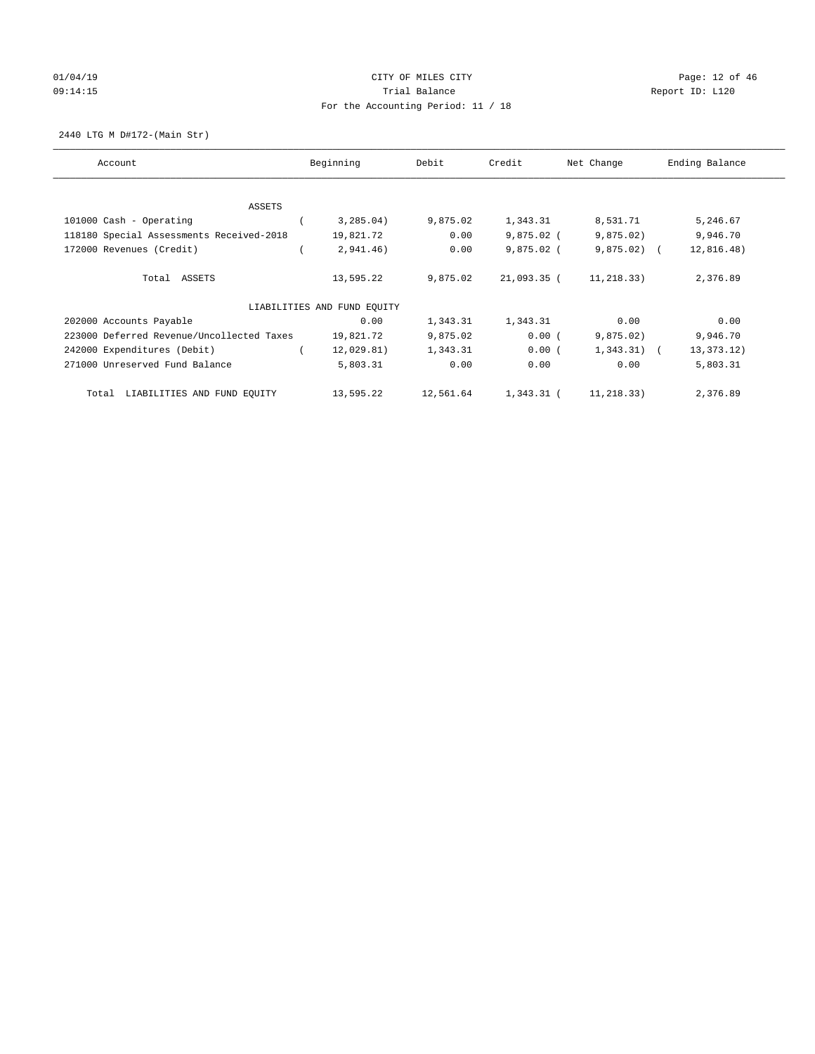01/04/19 CITY OF MILES CITY
09:14:15 Trial Balance Report ID: L120
For the Accounting Period: 11 / 18

2440 LTG M D#172-(Main Str)

| Account | Beginning | Debit | Credit | Net Change | Ending Balance |
|---|---|---|---|---|---|
| ASSETS | | | | | |
| 101000 Cash - Operating | ( 3,285.04) | 9,875.02 | 1,343.31 | 8,531.71 | 5,246.67 |
| 118180 Special Assessments Received-2018 | 19,821.72 | 0.00 | 9,875.02 | ( 9,875.02) | 9,946.70 |
| 172000 Revenues (Credit) | ( 2,941.46) | 0.00 | 9,875.02 | ( 9,875.02) | ( 12,816.48) |
| Total ASSETS | 13,595.22 | 9,875.02 | 21,093.35 | ( 11,218.33) | 2,376.89 |
| LIABILITIES AND FUND EQUITY | | | | | |
| 202000 Accounts Payable | 0.00 | 1,343.31 | 1,343.31 | 0.00 | 0.00 |
| 223000 Deferred Revenue/Uncollected Taxes | 19,821.72 | 9,875.02 | 0.00 | ( 9,875.02) | 9,946.70 |
| 242000 Expenditures (Debit) | ( 12,029.81) | 1,343.31 | 0.00 | ( 1,343.31) | ( 13,373.12) |
| 271000 Unreserved Fund Balance | 5,803.31 | 0.00 | 0.00 | 0.00 | 5,803.31 |
| Total LIABILITIES AND FUND EQUITY | 13,595.22 | 12,561.64 | 1,343.31 | ( 11,218.33) | 2,376.89 |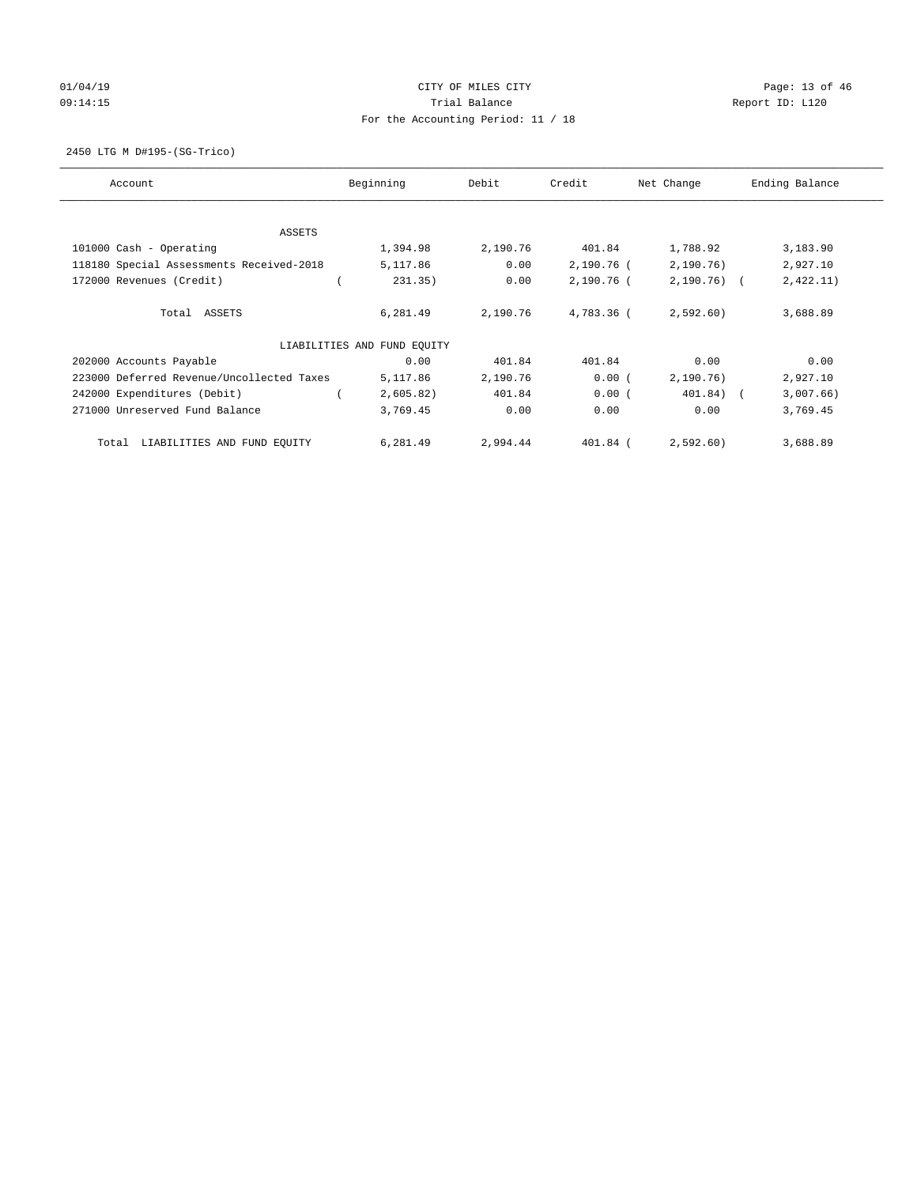CITY OF MILES CITY
Trial Balance
For the Accounting Period: 11 / 18

01/04/19 09:14:15 — Report ID: L120

2450 LTG M D#195-(SG-Trico)

| Account | Beginning | Debit | Credit | Net Change | Ending Balance |
|---|---|---|---|---|---|
| **ASSETS** | | | | | |
| 101000 Cash - Operating | 1,394.98 | 2,190.76 | 401.84 | 1,788.92 | 3,183.90 |
| 118180 Special Assessments Received-2018 | 5,117.86 | 0.00 | 2,190.76 | (2,190.76) | 2,927.10 |
| 172000 Revenues (Credit) | (231.35) | 0.00 | 2,190.76 | (2,190.76) | (2,422.11) |
| Total ASSETS | 6,281.49 | 2,190.76 | 4,783.36 | (2,592.60) | 3,688.89 |
| **LIABILITIES AND FUND EQUITY** | | | | | |
| 202000 Accounts Payable | 0.00 | 401.84 | 401.84 | 0.00 | 0.00 |
| 223000 Deferred Revenue/Uncollected Taxes | 5,117.86 | 2,190.76 | 0.00 | (2,190.76) | 2,927.10 |
| 242000 Expenditures (Debit) | (2,605.82) | 401.84 | 0.00 | (401.84) | (3,007.66) |
| 271000 Unreserved Fund Balance | 3,769.45 | 0.00 | 0.00 | 0.00 | 3,769.45 |
| Total LIABILITIES AND FUND EQUITY | 6,281.49 | 2,994.44 | 401.84 | (2,592.60) | 3,688.89 |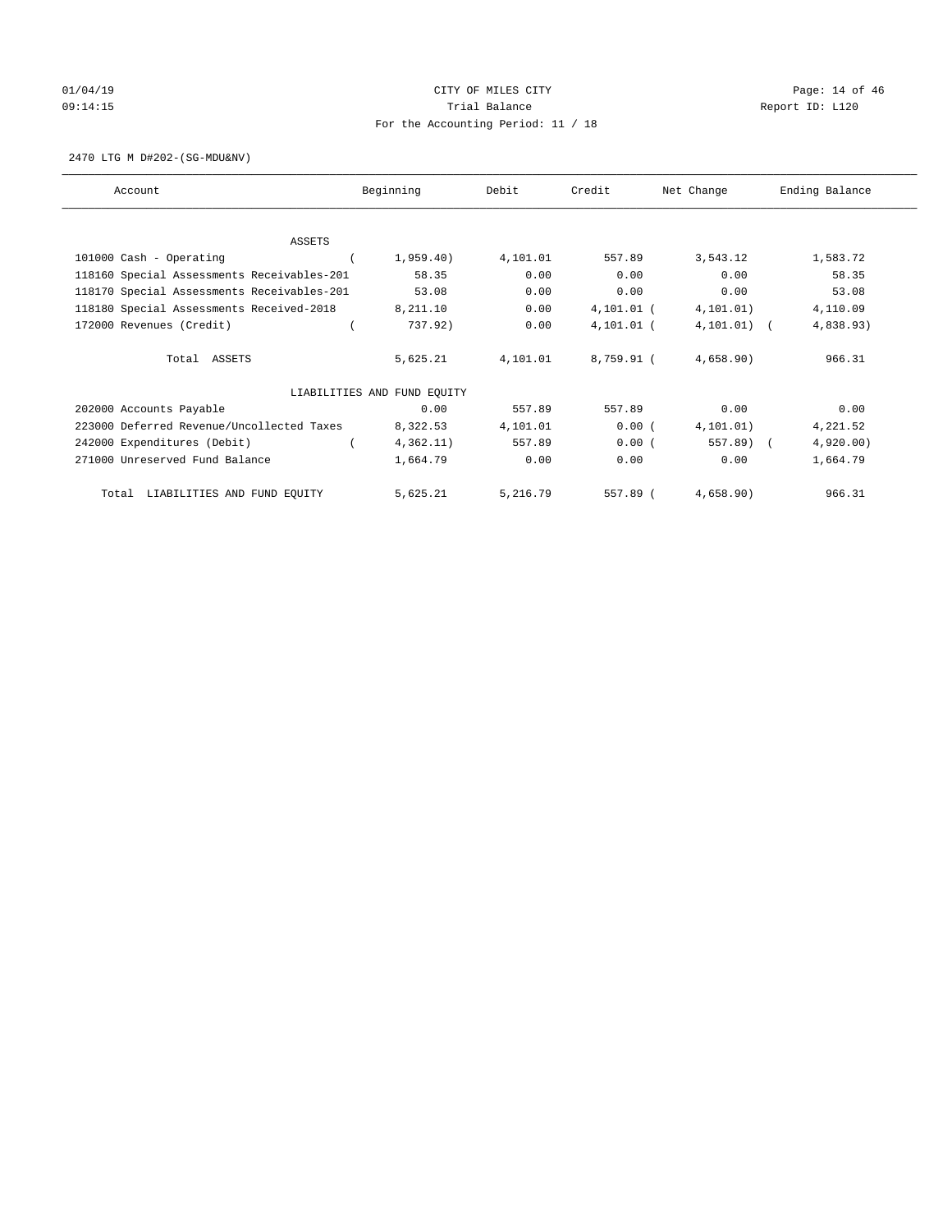01/04/19 CITY OF MILES CITY
09:14:15 Trial Balance Report ID: L120
For the Accounting Period: 11 / 18

2470 LTG M D#202-(SG-MDU&NV)

| Account | Beginning | Debit | Credit | Net Change | Ending Balance |
|---|---|---|---|---|---|
| ASSETS | | | | | |
| 101000 Cash - Operating | ( 1,959.40) | 4,101.01 | 557.89 | 3,543.12 | 1,583.72 |
| 118160 Special Assessments Receivables-201 | 58.35 | 0.00 | 0.00 | 0.00 | 58.35 |
| 118170 Special Assessments Receivables-201 | 53.08 | 0.00 | 0.00 | 0.00 | 53.08 |
| 118180 Special Assessments Received-2018 | 8,211.10 | 0.00 | 4,101.01 | ( 4,101.01) | 4,110.09 |
| 172000 Revenues (Credit) | ( 737.92) | 0.00 | 4,101.01 | ( 4,101.01) | ( 4,838.93) |
| Total ASSETS | 5,625.21 | 4,101.01 | 8,759.91 | ( 4,658.90) | 966.31 |
| LIABILITIES AND FUND EQUITY | | | | | |
| 202000 Accounts Payable | 0.00 | 557.89 | 557.89 | 0.00 | 0.00 |
| 223000 Deferred Revenue/Uncollected Taxes | 8,322.53 | 4,101.01 | 0.00 | ( 4,101.01) | 4,221.52 |
| 242000 Expenditures (Debit) | ( 4,362.11) | 557.89 | 0.00 | ( 557.89) | ( 4,920.00) |
| 271000 Unreserved Fund Balance | 1,664.79 | 0.00 | 0.00 | 0.00 | 1,664.79 |
| Total LIABILITIES AND FUND EQUITY | 5,625.21 | 5,216.79 | 557.89 | ( 4,658.90) | 966.31 |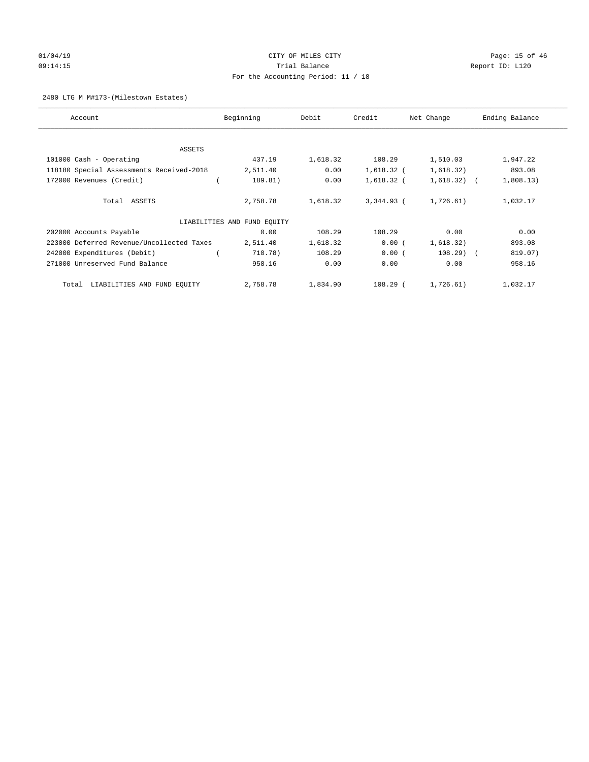01/04/19 CITY OF MILES CITY
09:14:15 Trial Balance Report ID: L120
For the Accounting Period: 11 / 18

2480 LTG M M#173-(Milestown Estates)

| Account | Beginning | Debit | Credit | Net Change | Ending Balance |
|---|---|---|---|---|---|
| ASSETS | | | | | |
| 101000 Cash - Operating | 437.19 | 1,618.32 | 108.29 | 1,510.03 | 1,947.22 |
| 118180 Special Assessments Received-2018 | 2,511.40 | 0.00 | 1,618.32 | (1,618.32) | 893.08 |
| 172000 Revenues (Credit) | (189.81) | 0.00 | 1,618.32 | (1,618.32) | (1,808.13) |
| Total ASSETS | 2,758.78 | 1,618.32 | 3,344.93 | (1,726.61) | 1,032.17 |
| LIABILITIES AND FUND EQUITY | | | | | |
| 202000 Accounts Payable | 0.00 | 108.29 | 108.29 | 0.00 | 0.00 |
| 223000 Deferred Revenue/Uncollected Taxes | 2,511.40 | 1,618.32 | 0.00 | (1,618.32) | 893.08 |
| 242000 Expenditures (Debit) | (710.78) | 108.29 | 0.00 | (108.29) | (819.07) |
| 271000 Unreserved Fund Balance | 958.16 | 0.00 | 0.00 | 0.00 | 958.16 |
| Total LIABILITIES AND FUND EQUITY | 2,758.78 | 1,834.90 | 108.29 | (1,726.61) | 1,032.17 |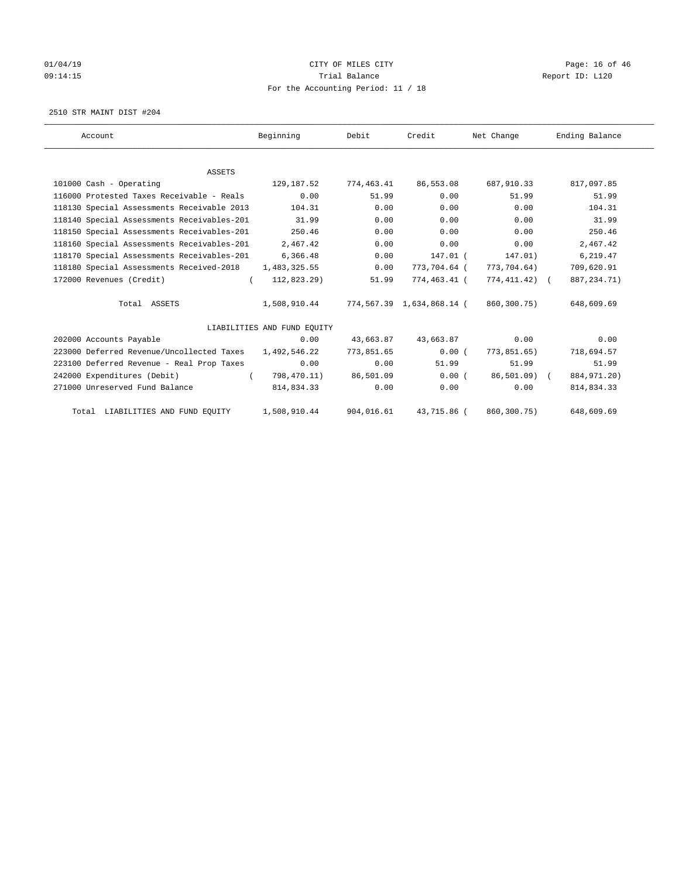01/04/19 CITY OF MILES CITY
09:14:15 Trial Balance Report ID: L120
For the Accounting Period: 11 / 18

2510 STR MAINT DIST #204

| Account | Beginning | Debit | Credit | Net Change | Ending Balance |
|---|---|---|---|---|---|
| ASSETS | | | | | |
| 101000 Cash - Operating | 129,187.52 | 774,463.41 | 86,553.08 | 687,910.33 | 817,097.85 |
| 116000 Protested Taxes Receivable - Reals | 0.00 | 51.99 | 0.00 | 51.99 | 51.99 |
| 118130 Special Assessments Receivable 2013 | 104.31 | 0.00 | 0.00 | 0.00 | 104.31 |
| 118140 Special Assessments Receivables-201 | 31.99 | 0.00 | 0.00 | 0.00 | 31.99 |
| 118150 Special Assessments Receivables-201 | 250.46 | 0.00 | 0.00 | 0.00 | 250.46 |
| 118160 Special Assessments Receivables-201 | 2,467.42 | 0.00 | 0.00 | 0.00 | 2,467.42 |
| 118170 Special Assessments Receivables-201 | 6,366.48 | 0.00 | 147.01 | ( 147.01) | 6,219.47 |
| 118180 Special Assessments Received-2018 | 1,483,325.55 | 0.00 | 773,704.64 | ( 773,704.64) | 709,620.91 |
| 172000 Revenues (Credit) | ( 112,823.29) | 51.99 | 774,463.41 | ( 774,411.42) | ( 887,234.71) |
| Total ASSETS | 1,508,910.44 | 774,567.39 | 1,634,868.14 | ( 860,300.75) | 648,609.69 |
| LIABILITIES AND FUND EQUITY | | | | | |
| 202000 Accounts Payable | 0.00 | 43,663.87 | 43,663.87 | 0.00 | 0.00 |
| 223000 Deferred Revenue/Uncollected Taxes | 1,492,546.22 | 773,851.65 | 0.00 | ( 773,851.65) | 718,694.57 |
| 223100 Deferred Revenue - Real Prop Taxes | 0.00 | 0.00 | 51.99 | 51.99 | 51.99 |
| 242000 Expenditures (Debit) | ( 798,470.11) | 86,501.09 | 0.00 | ( 86,501.09) | ( 884,971.20) |
| 271000 Unreserved Fund Balance | 814,834.33 | 0.00 | 0.00 | 0.00 | 814,834.33 |
| Total LIABILITIES AND FUND EQUITY | 1,508,910.44 | 904,016.61 | 43,715.86 | ( 860,300.75) | 648,609.69 |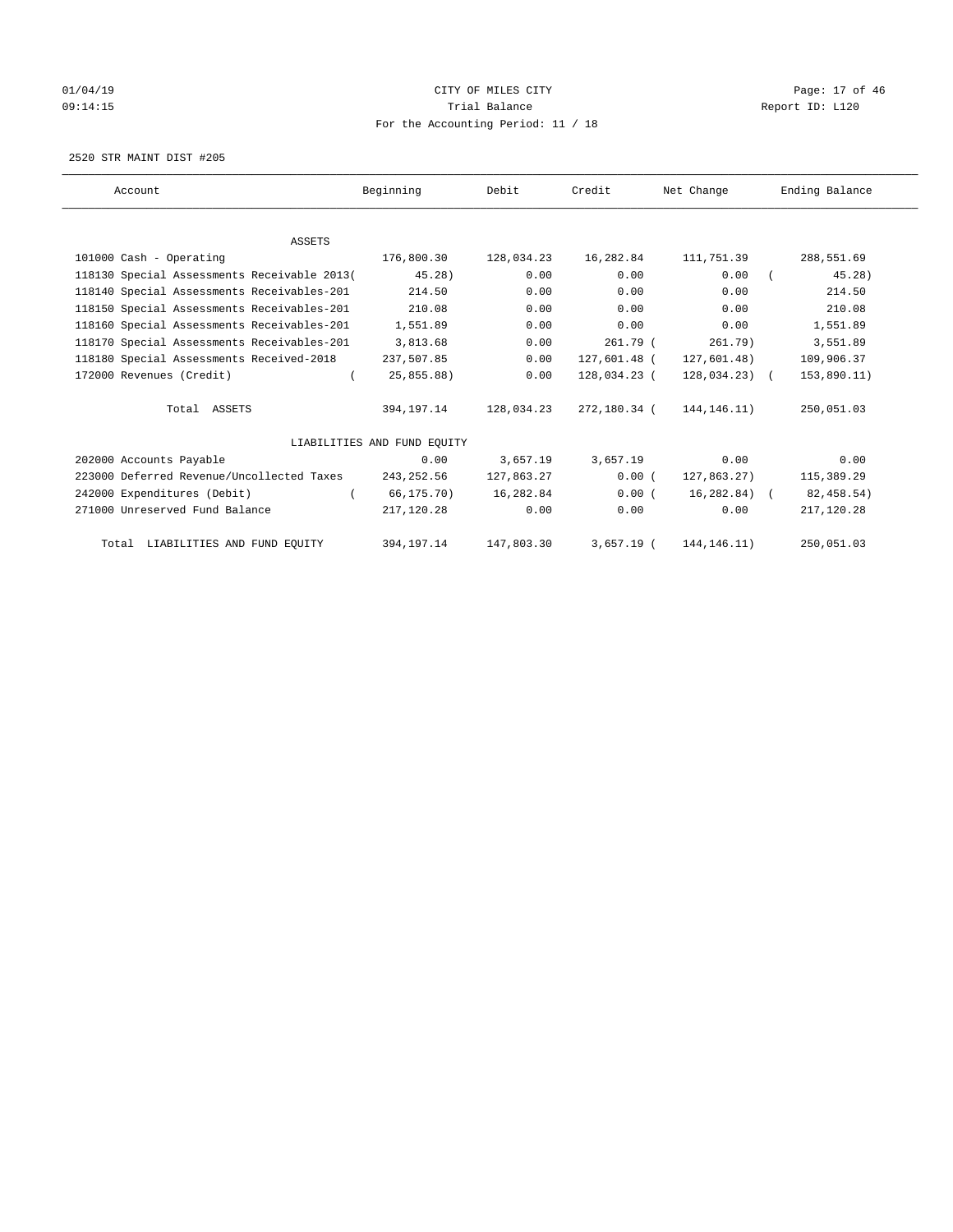01/04/19 CITY OF MILES CITY

09:14:15 Trial Balance Report ID: L120

For the Accounting Period: 11 / 18

2520 STR MAINT DIST #205

| Account | Beginning | Debit | Credit | Net Change | Ending Balance |
|---|---|---|---|---|---|
| ASSETS | | | | | |
| 101000 Cash - Operating | 176,800.30 | 128,034.23 | 16,282.84 | 111,751.39 | 288,551.69 |
| 118130 Special Assessments Receivable 2013 | ( 45.28) | 0.00 | 0.00 | 0.00 | ( 45.28) |
| 118140 Special Assessments Receivables-201 | 214.50 | 0.00 | 0.00 | 0.00 | 214.50 |
| 118150 Special Assessments Receivables-201 | 210.08 | 0.00 | 0.00 | 0.00 | 210.08 |
| 118160 Special Assessments Receivables-201 | 1,551.89 | 0.00 | 0.00 | 0.00 | 1,551.89 |
| 118170 Special Assessments Receivables-201 | 3,813.68 | 0.00 | 261.79 | ( 261.79) | 3,551.89 |
| 118180 Special Assessments Received-2018 | 237,507.85 | 0.00 | 127,601.48 | ( 127,601.48) | 109,906.37 |
| 172000 Revenues (Credit) | ( 25,855.88) | 0.00 | 128,034.23 | ( 128,034.23) | ( 153,890.11) |
| Total ASSETS | 394,197.14 | 128,034.23 | 272,180.34 | ( 144,146.11) | 250,051.03 |
| LIABILITIES AND FUND EQUITY | | | | | |
| 202000 Accounts Payable | 0.00 | 3,657.19 | 3,657.19 | 0.00 | 0.00 |
| 223000 Deferred Revenue/Uncollected Taxes | 243,252.56 | 127,863.27 | 0.00 | ( 127,863.27) | 115,389.29 |
| 242000 Expenditures (Debit) | ( 66,175.70) | 16,282.84 | 0.00 | ( 16,282.84) | ( 82,458.54) |
| 271000 Unreserved Fund Balance | 217,120.28 | 0.00 | 0.00 | 0.00 | 217,120.28 |
| Total LIABILITIES AND FUND EQUITY | 394,197.14 | 147,803.30 | 3,657.19 | ( 144,146.11) | 250,051.03 |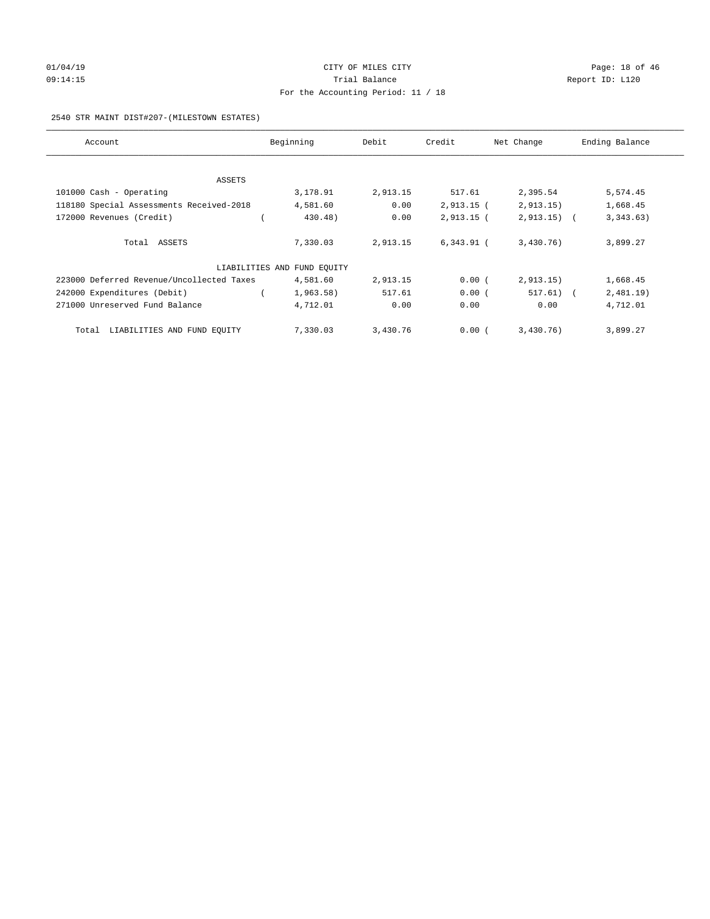CITY OF MILES CITY

Trial Balance

For the Accounting Period: 11 / 18

2540 STR MAINT DIST#207-(MILESTOWN ESTATES)

| Account | Beginning | Debit | Credit | Net Change | Ending Balance |
|---|---|---|---|---|---|
| ASSETS | | | | | |
| 101000 Cash - Operating | 3,178.91 | 2,913.15 | 517.61 | 2,395.54 | 5,574.45 |
| 118180 Special Assessments Received-2018 | 4,581.60 | 0.00 | 2,913.15 | ( 2,913.15) | 1,668.45 |
| 172000 Revenues (Credit) | ( 430.48) | 0.00 | 2,913.15 | ( 2,913.15) | ( 3,343.63) |
| Total ASSETS | 7,330.03 | 2,913.15 | 6,343.91 | ( 3,430.76) | 3,899.27 |
| LIABILITIES AND FUND EQUITY | | | | | |
| 223000 Deferred Revenue/Uncollected Taxes | 4,581.60 | 2,913.15 | 0.00 | ( 2,913.15) | 1,668.45 |
| 242000 Expenditures (Debit) | ( 1,963.58) | 517.61 | 0.00 | ( 517.61) | ( 2,481.19) |
| 271000 Unreserved Fund Balance | 4,712.01 | 0.00 | 0.00 | 0.00 | 4,712.01 |
| Total LIABILITIES AND FUND EQUITY | 7,330.03 | 3,430.76 | 0.00 | ( 3,430.76) | 3,899.27 |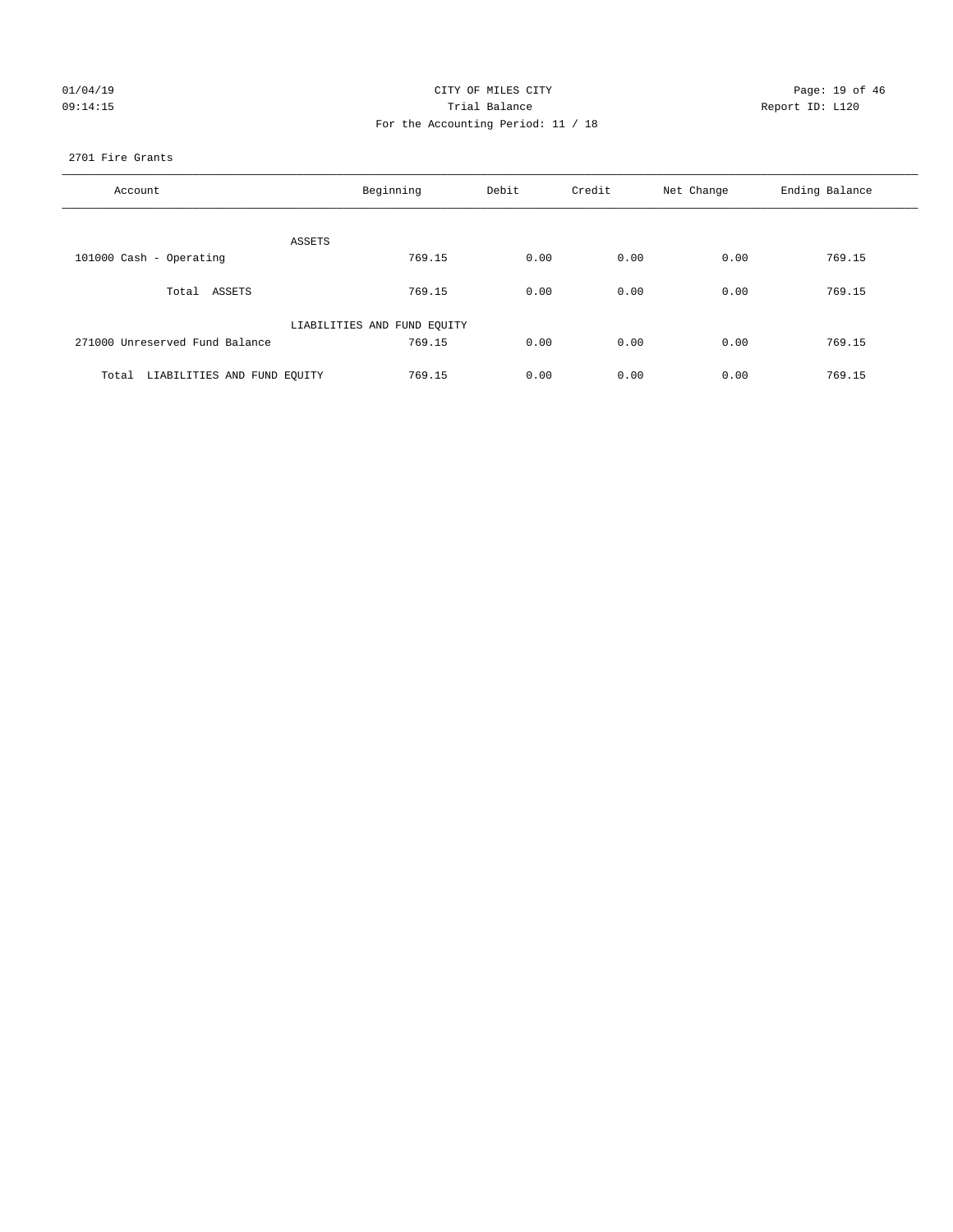01/04/19 CITY OF MILES CITY
09:14:15 Trial Balance Report ID: L120
For the Accounting Period: 11 / 18

2701 Fire Grants

| Account | Beginning | Debit | Credit | Net Change | Ending Balance |
|---|---|---|---|---|---|
| ASSETS | | | | | |
| 101000 Cash - Operating | 769.15 | 0.00 | 0.00 | 0.00 | 769.15 |
| Total ASSETS | 769.15 | 0.00 | 0.00 | 0.00 | 769.15 |
| LIABILITIES AND FUND EQUITY | | | | | |
| 271000 Unreserved Fund Balance | 769.15 | 0.00 | 0.00 | 0.00 | 769.15 |
| Total LIABILITIES AND FUND EQUITY | 769.15 | 0.00 | 0.00 | 0.00 | 769.15 |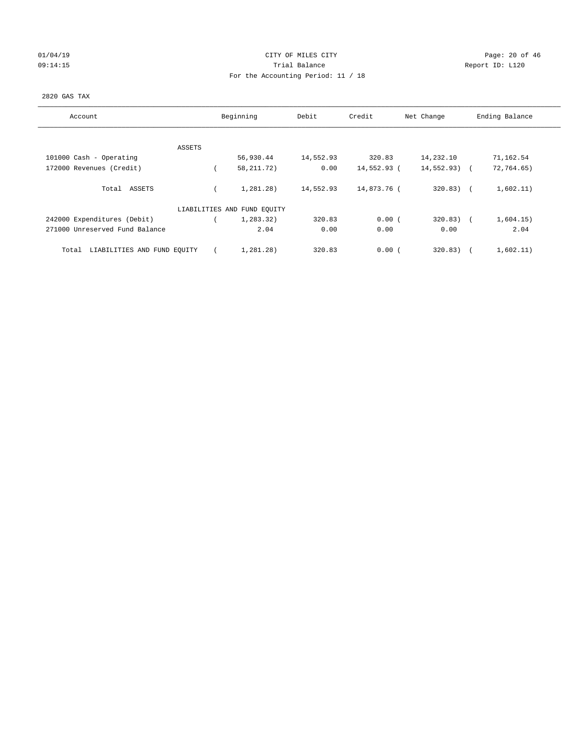CITY OF MILES CITY

Trial Balance

For the Accounting Period: 11 / 18

01/04/19 09:14:15 — Report ID: L120

2820 GAS TAX

| Account | Beginning | Debit | Credit | Net Change | Ending Balance |
|---|---|---|---|---|---|
| **ASSETS** | | | | | |
| 101000 Cash - Operating | 56,930.44 | 14,552.93 | 320.83 | 14,232.10 | 71,162.54 |
| 172000 Revenues (Credit) | ( 58,211.72) | 0.00 | 14,552.93 | ( 14,552.93) | ( 72,764.65) |
| Total ASSETS | ( 1,281.28) | 14,552.93 | 14,873.76 | ( 320.83) | ( 1,602.11) |
| **LIABILITIES AND FUND EQUITY** | | | | | |
| 242000 Expenditures (Debit) | ( 1,283.32) | 320.83 | 0.00 | ( 320.83) | ( 1,604.15) |
| 271000 Unreserved Fund Balance | 2.04 | 0.00 | 0.00 | 0.00 | 2.04 |
| Total LIABILITIES AND FUND EQUITY | ( 1,281.28) | 320.83 | 0.00 | ( 320.83) | ( 1,602.11) |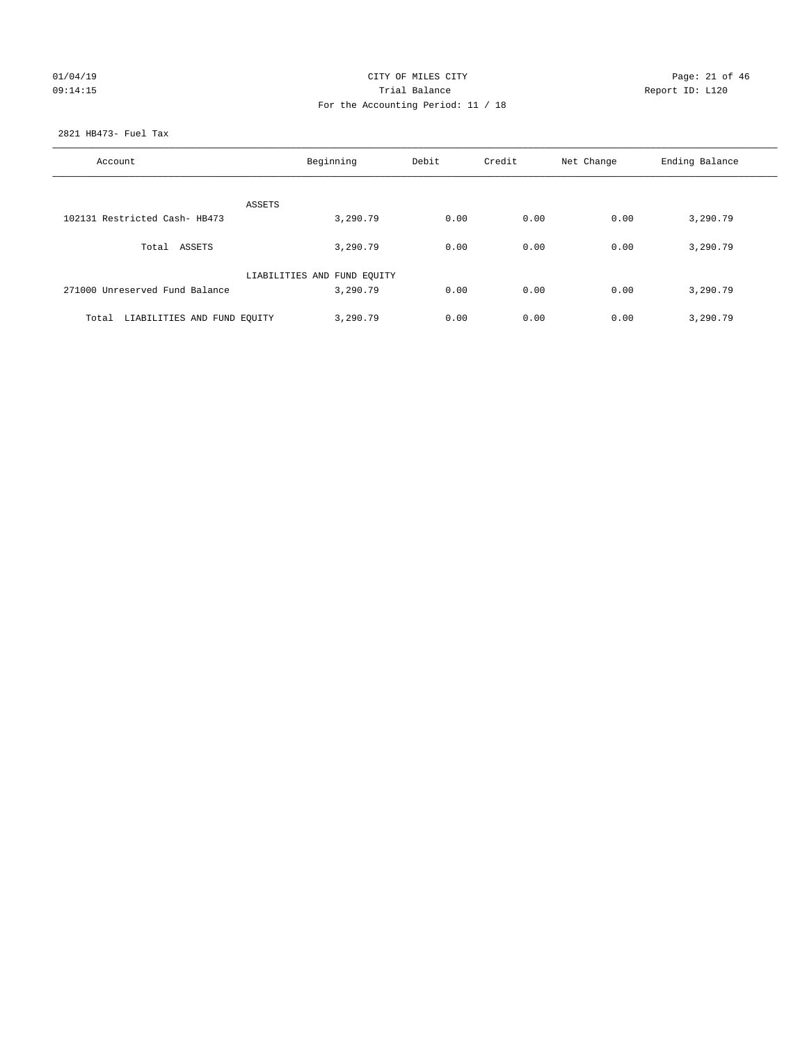CITY OF MILES CITY

Trial Balance

For the Accounting Period: 11 / 18

01/04/19 09:14:15

Report ID: L120

2821 HB473- Fuel Tax

| Account | Beginning | Debit | Credit | Net Change | Ending Balance |
|---|---|---|---|---|---|
| ASSETS | | | | | |
| 102131 Restricted Cash- HB473 | 3,290.79 | 0.00 | 0.00 | 0.00 | 3,290.79 |
| Total ASSETS | 3,290.79 | 0.00 | 0.00 | 0.00 | 3,290.79 |
| LIABILITIES AND FUND EQUITY | | | | | |
| 271000 Unreserved Fund Balance | 3,290.79 | 0.00 | 0.00 | 0.00 | 3,290.79 |
| Total LIABILITIES AND FUND EQUITY | 3,290.79 | 0.00 | 0.00 | 0.00 | 3,290.79 |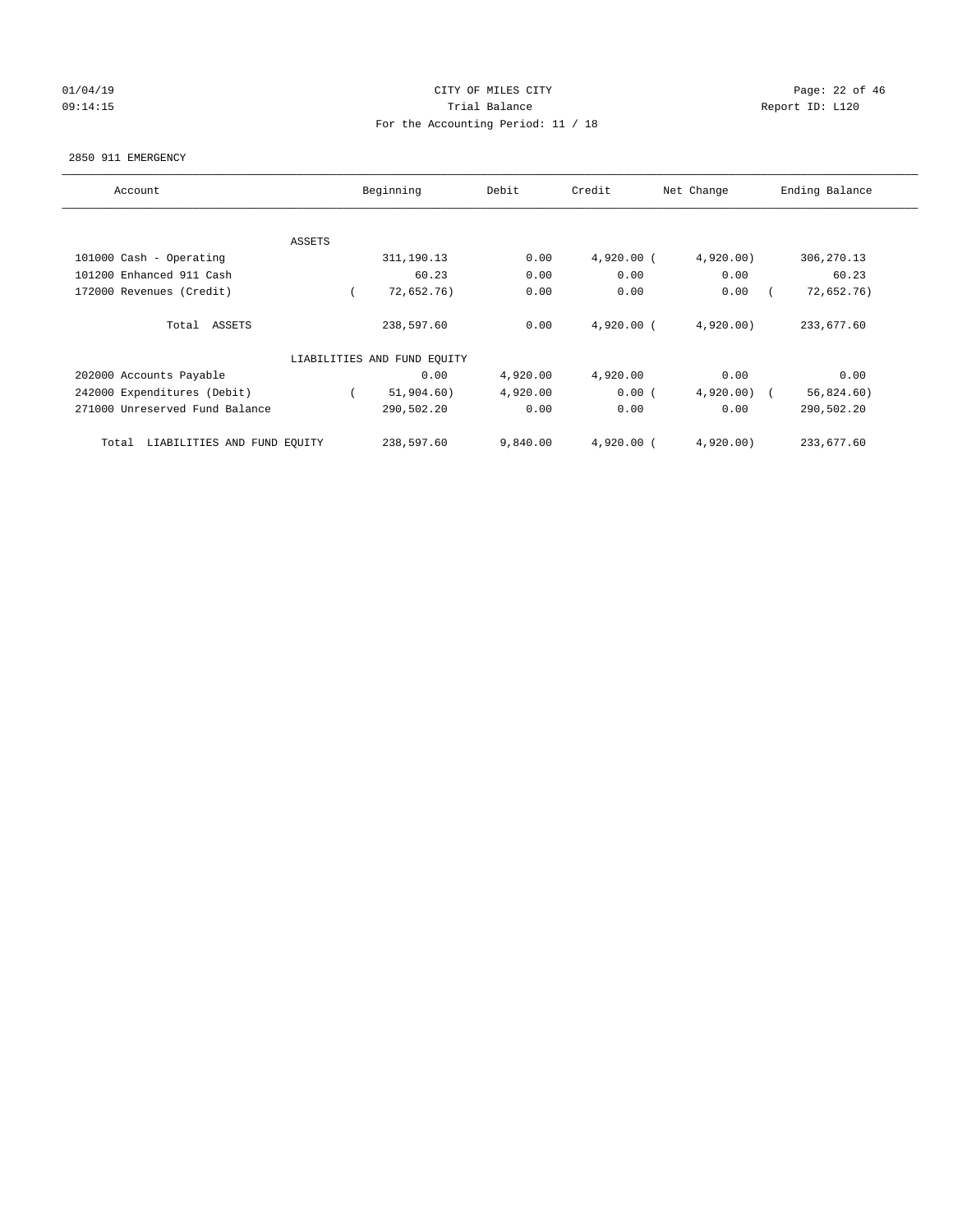CITY OF MILES CITY
Trial Balance
For the Accounting Period: 11 / 18

01/04/19
09:14:15

Report ID: L120

2850 911 EMERGENCY

| Account | Beginning | Debit | Credit | Net Change | Ending Balance |
|---|---|---|---|---|---|
| ASSETS | | | | | |
| 101000 Cash - Operating | 311,190.13 | 0.00 | 4,920.00 | (4,920.00) | 306,270.13 |
| 101200 Enhanced 911 Cash | 60.23 | 0.00 | 0.00 | 0.00 | 60.23 |
| 172000 Revenues (Credit) | (72,652.76) | 0.00 | 0.00 | 0.00 | (72,652.76) |
| Total ASSETS | 238,597.60 | 0.00 | 4,920.00 | (4,920.00) | 233,677.60 |
| LIABILITIES AND FUND EQUITY | | | | | |
| 202000 Accounts Payable | 0.00 | 4,920.00 | 4,920.00 | 0.00 | 0.00 |
| 242000 Expenditures (Debit) | (51,904.60) | 4,920.00 | 0.00 | (4,920.00) | (56,824.60) |
| 271000 Unreserved Fund Balance | 290,502.20 | 0.00 | 0.00 | 0.00 | 290,502.20 |
| Total LIABILITIES AND FUND EQUITY | 238,597.60 | 9,840.00 | 4,920.00 | (4,920.00) | 233,677.60 |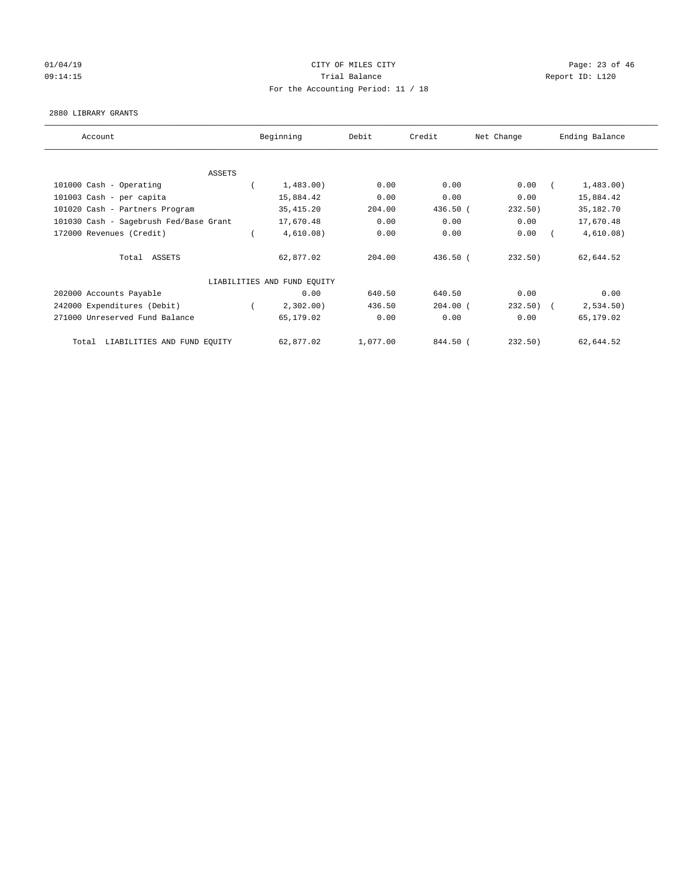01/04/19 CITY OF MILES CITY
09:14:15 Trial Balance Report ID: L120
For the Accounting Period: 11 / 18

2880 LIBRARY GRANTS

| Account | Beginning | Debit | Credit | Net Change | Ending Balance |
|---|---|---|---|---|---|
| ASSETS | | | | | |
| 101000 Cash - Operating | ( 1,483.00) | 0.00 | 0.00 | 0.00 | ( 1,483.00) |
| 101003 Cash - per capita | 15,884.42 | 0.00 | 0.00 | 0.00 | 15,884.42 |
| 101020 Cash - Partners Program | 35,415.20 | 204.00 | 436.50 | ( 232.50) | 35,182.70 |
| 101030 Cash - Sagebrush Fed/Base Grant | 17,670.48 | 0.00 | 0.00 | 0.00 | 17,670.48 |
| 172000 Revenues (Credit) | ( 4,610.08) | 0.00 | 0.00 | 0.00 | ( 4,610.08) |
| Total ASSETS | 62,877.02 | 204.00 | 436.50 | ( 232.50) | 62,644.52 |
| LIABILITIES AND FUND EQUITY | | | | | |
| 202000 Accounts Payable | 0.00 | 640.50 | 640.50 | 0.00 | 0.00 |
| 242000 Expenditures (Debit) | ( 2,302.00) | 436.50 | 204.00 | ( 232.50) | ( 2,534.50) |
| 271000 Unreserved Fund Balance | 65,179.02 | 0.00 | 0.00 | 0.00 | 65,179.02 |
| Total LIABILITIES AND FUND EQUITY | 62,877.02 | 1,077.00 | 844.50 | ( 232.50) | 62,644.52 |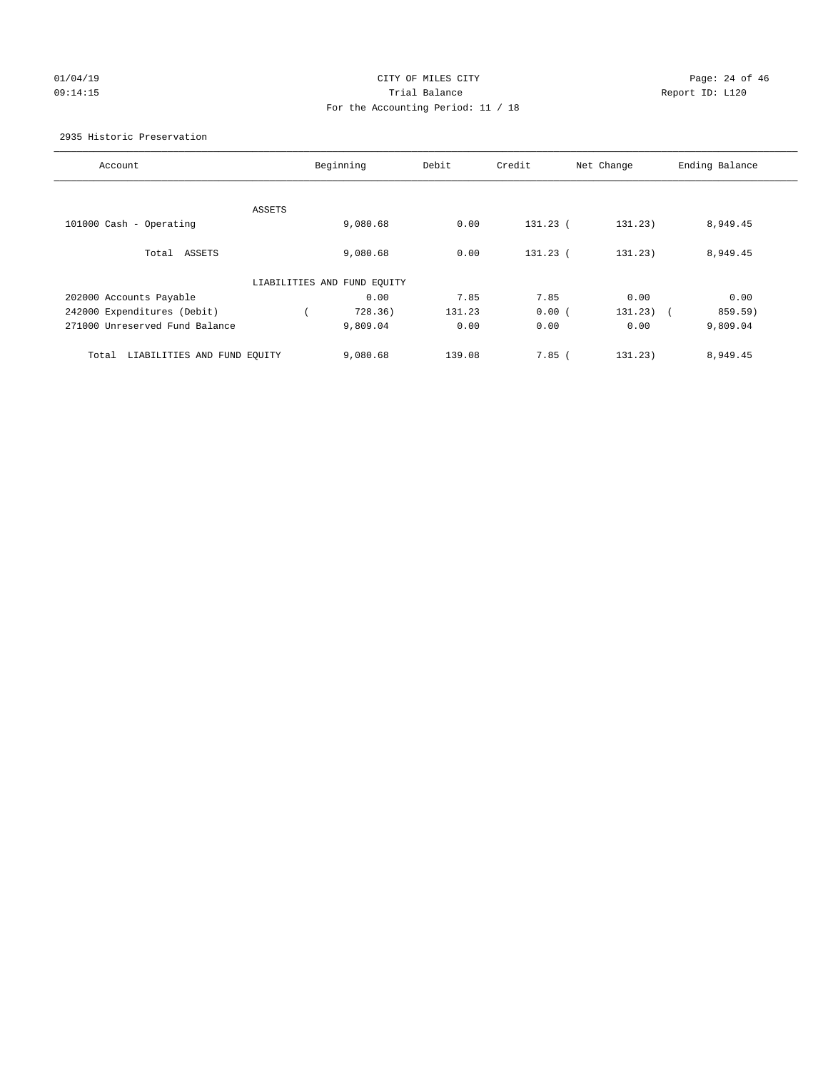CITY OF MILES CITY
Trial Balance
For the Accounting Period: 11 / 18

01/04/19
09:14:15

Report ID: L120

2935 Historic Preservation

| Account | Beginning | Debit | Credit | Net Change | Ending Balance |
|---|---|---|---|---|---|
| ASSETS | | | | | |
| 101000 Cash - Operating | 9,080.68 | 0.00 | 131.23 | ( 131.23) | 8,949.45 |
| Total ASSETS | 9,080.68 | 0.00 | 131.23 | ( 131.23) | 8,949.45 |
| LIABILITIES AND FUND EQUITY | | | | | |
| 202000 Accounts Payable | 0.00 | 7.85 | 7.85 | 0.00 | 0.00 |
| 242000 Expenditures (Debit) | ( 728.36) | 131.23 | 0.00 | ( 131.23) | ( 859.59) |
| 271000 Unreserved Fund Balance | 9,809.04 | 0.00 | 0.00 | 0.00 | 9,809.04 |
| Total LIABILITIES AND FUND EQUITY | 9,080.68 | 139.08 | 7.85 | ( 131.23) | 8,949.45 |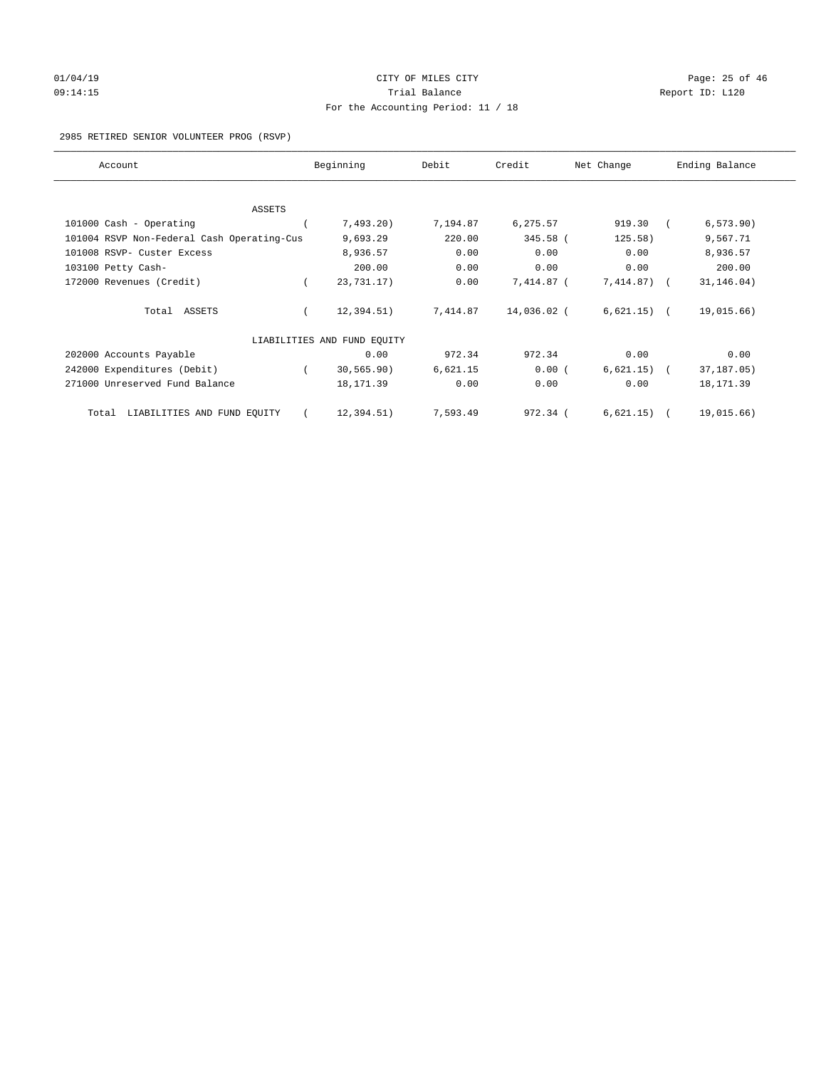01/04/19 CITY OF MILES CITY
09:14:15 Trial Balance Report ID: L120
For the Accounting Period: 11 / 18

2985 RETIRED SENIOR VOLUNTEER PROG (RSVP)

| Account | Beginning | Debit | Credit | Net Change | Ending Balance |
|---|---|---|---|---|---|
| ASSETS | | | | | |
| 101000 Cash - Operating | ( 7,493.20) | 7,194.87 | 6,275.57 | 919.30 | ( 6,573.90) |
| 101004 RSVP Non-Federal Cash Operating-Cus | 9,693.29 | 220.00 | 345.58 | ( 125.58) | 9,567.71 |
| 101008 RSVP- Custer Excess | 8,936.57 | 0.00 | 0.00 | 0.00 | 8,936.57 |
| 103100 Petty Cash- | 200.00 | 0.00 | 0.00 | 0.00 | 200.00 |
| 172000 Revenues (Credit) | ( 23,731.17) | 0.00 | 7,414.87 | ( 7,414.87) | ( 31,146.04) |
| Total ASSETS | ( 12,394.51) | 7,414.87 | 14,036.02 | ( 6,621.15) | ( 19,015.66) |
| LIABILITIES AND FUND EQUITY | | | | | |
| 202000 Accounts Payable | 0.00 | 972.34 | 972.34 | 0.00 | 0.00 |
| 242000 Expenditures (Debit) | ( 30,565.90) | 6,621.15 | 0.00 | ( 6,621.15) | ( 37,187.05) |
| 271000 Unreserved Fund Balance | 18,171.39 | 0.00 | 0.00 | 0.00 | 18,171.39 |
| Total LIABILITIES AND FUND EQUITY | ( 12,394.51) | 7,593.49 | 972.34 | ( 6,621.15) | ( 19,015.66) |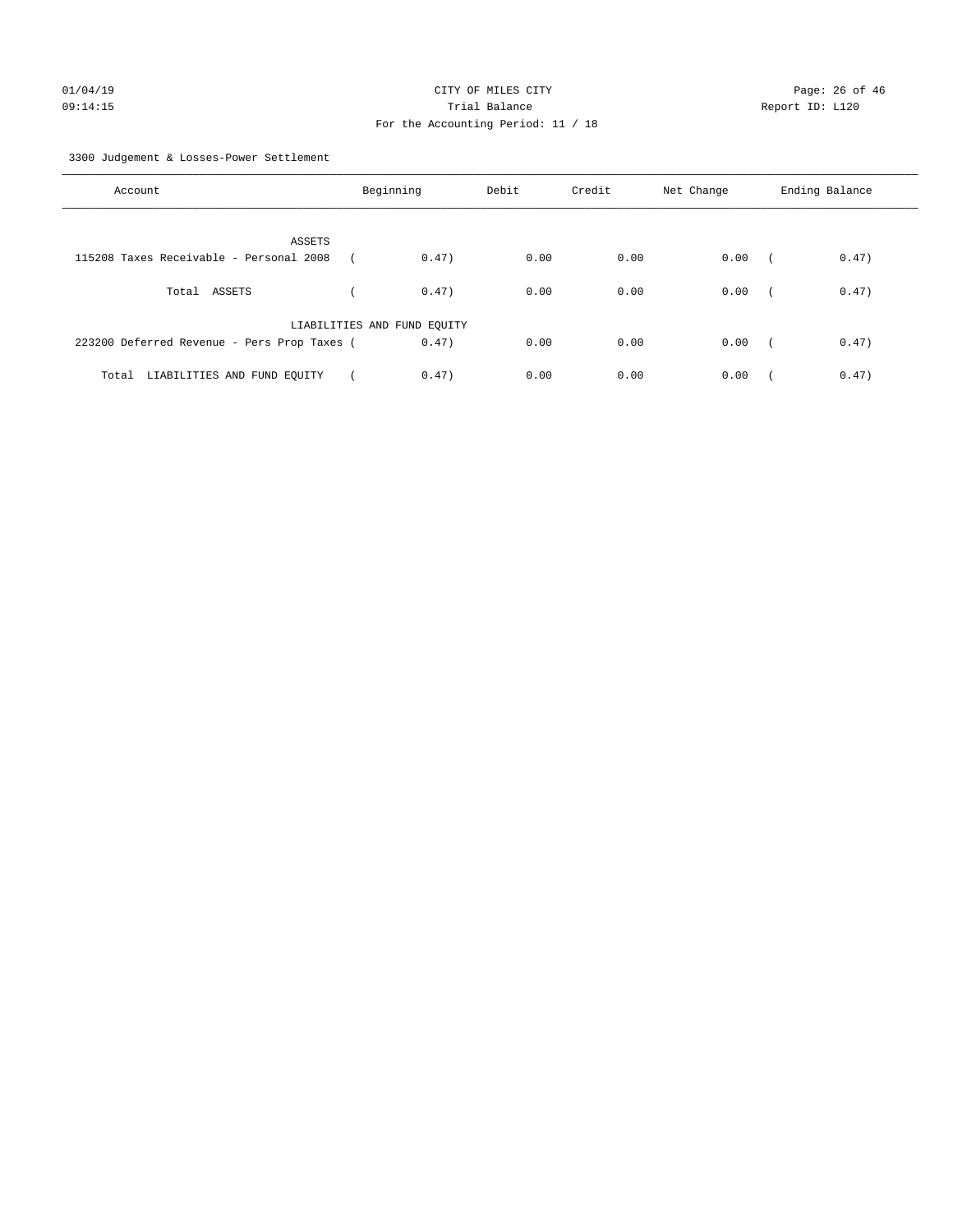CITY OF MILES CITY
Trial Balance
For the Accounting Period: 11 / 18

01/04/19
09:14:15

Report ID: L120

3300 Judgement & Losses-Power Settlement

| Account | Beginning | Debit | Credit | Net Change | Ending Balance |
|---|---|---|---|---|---|
| ASSETS | | | | | |
| 115208 Taxes Receivable - Personal 2008 | ( 0.47) | 0.00 | 0.00 | 0.00 | ( 0.47) |
| Total ASSETS | ( 0.47) | 0.00 | 0.00 | 0.00 | ( 0.47) |
| LIABILITIES AND FUND EQUITY | | | | | |
| 223200 Deferred Revenue - Pers Prop Taxes | ( 0.47) | 0.00 | 0.00 | 0.00 | ( 0.47) |
| Total LIABILITIES AND FUND EQUITY | ( 0.47) | 0.00 | 0.00 | 0.00 | ( 0.47) |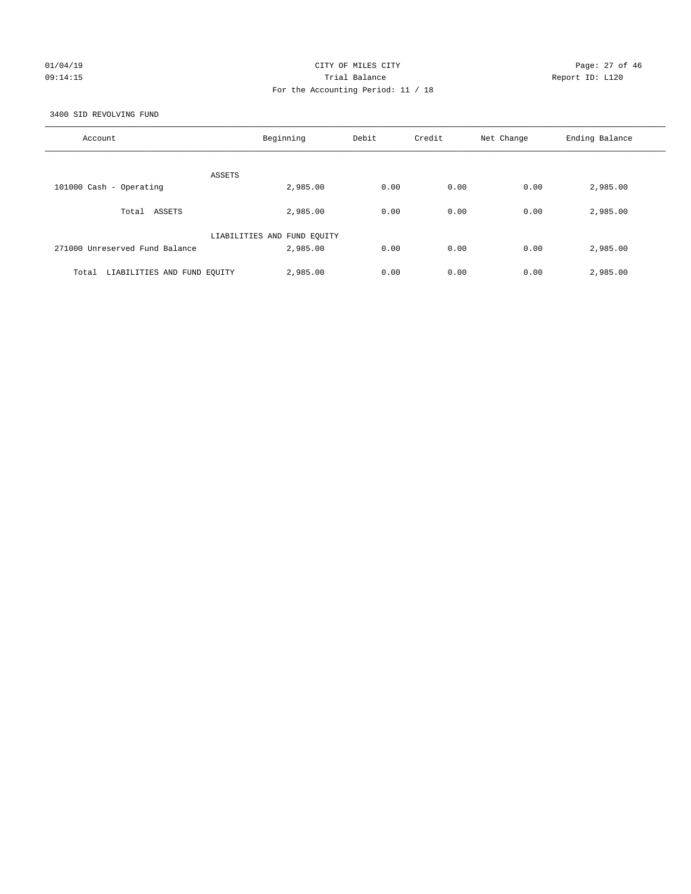CITY OF MILES CITY
Trial Balance
For the Accounting Period: 11 / 18

01/04/19
09:14:15

Report ID: L120

3400 SID REVOLVING FUND

| Account | Beginning | Debit | Credit | Net Change | Ending Balance |
|---|---|---|---|---|---|
| ASSETS | | | | | |
| 101000 Cash - Operating | 2,985.00 | 0.00 | 0.00 | 0.00 | 2,985.00 |
| Total ASSETS | 2,985.00 | 0.00 | 0.00 | 0.00 | 2,985.00 |
| LIABILITIES AND FUND EQUITY | | | | | |
| 271000 Unreserved Fund Balance | 2,985.00 | 0.00 | 0.00 | 0.00 | 2,985.00 |
| Total LIABILITIES AND FUND EQUITY | 2,985.00 | 0.00 | 0.00 | 0.00 | 2,985.00 |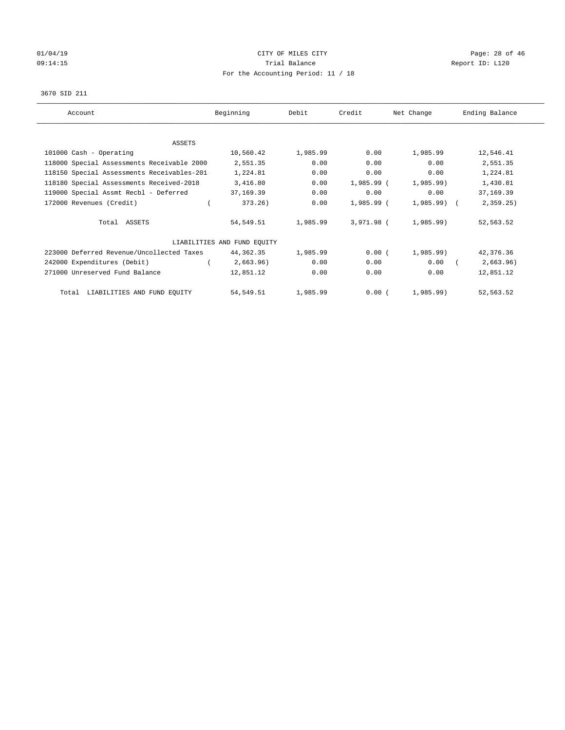01/04/19 CITY OF MILES CITY
09:14:15 Trial Balance Report ID: L120
For the Accounting Period: 11 / 18

3670 SID 211

| Account | Beginning | Debit | Credit | Net Change | Ending Balance |
|---|---|---|---|---|---|
| **ASSETS** | | | | | |
| 101000 Cash - Operating | 10,560.42 | 1,985.99 | 0.00 | 1,985.99 | 12,546.41 |
| 118000 Special Assessments Receivable 2000 | 2,551.35 | 0.00 | 0.00 | 0.00 | 2,551.35 |
| 118150 Special Assessments Receivables-201 | 1,224.81 | 0.00 | 0.00 | 0.00 | 1,224.81 |
| 118180 Special Assessments Received-2018 | 3,416.80 | 0.00 | 1,985.99 | (1,985.99) | 1,430.81 |
| 119000 Special Assmt Recbl - Deferred | 37,169.39 | 0.00 | 0.00 | 0.00 | 37,169.39 |
| 172000 Revenues (Credit) | (373.26) | 0.00 | 1,985.99 | (1,985.99) | (2,359.25) |
| Total ASSETS | 54,549.51 | 1,985.99 | 3,971.98 | (1,985.99) | 52,563.52 |
| **LIABILITIES AND FUND EQUITY** | | | | | |
| 223000 Deferred Revenue/Uncollected Taxes | 44,362.35 | 1,985.99 | 0.00 | (1,985.99) | 42,376.36 |
| 242000 Expenditures (Debit) | (2,663.96) | 0.00 | 0.00 | 0.00 | (2,663.96) |
| 271000 Unreserved Fund Balance | 12,851.12 | 0.00 | 0.00 | 0.00 | 12,851.12 |
| Total LIABILITIES AND FUND EQUITY | 54,549.51 | 1,985.99 | 0.00 | (1,985.99) | 52,563.52 |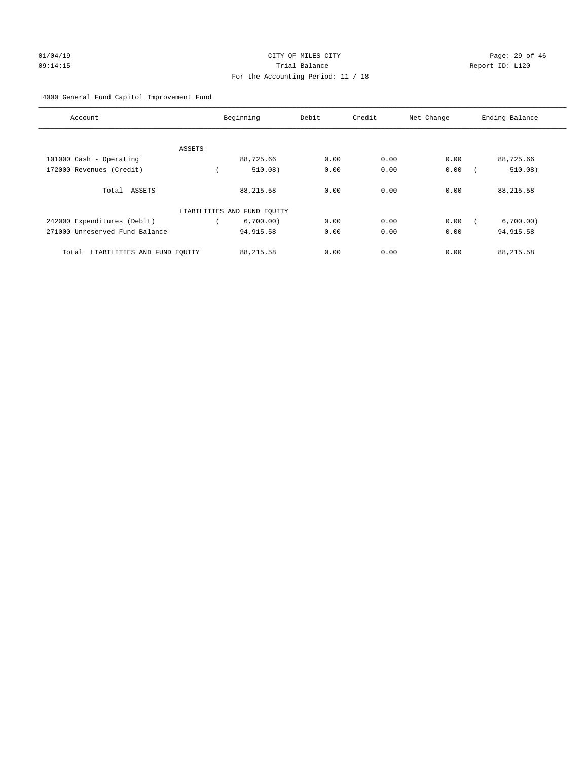CITY OF MILES CITY

Trial Balance

For the Accounting Period: 11 / 18

4000 General Fund Capitol Improvement Fund

| Account | Beginning | Debit | Credit | Net Change | Ending Balance |
|---|---|---|---|---|---|
| ASSETS | | | | | |
| 101000 Cash - Operating | 88,725.66 | 0.00 | 0.00 | 0.00 | 88,725.66 |
| 172000 Revenues (Credit) | ( 510.08) | 0.00 | 0.00 | 0.00 | ( 510.08) |
| Total ASSETS | 88,215.58 | 0.00 | 0.00 | 0.00 | 88,215.58 |
| LIABILITIES AND FUND EQUITY | | | | | |
| 242000 Expenditures (Debit) | ( 6,700.00) | 0.00 | 0.00 | 0.00 | ( 6,700.00) |
| 271000 Unreserved Fund Balance | 94,915.58 | 0.00 | 0.00 | 0.00 | 94,915.58 |
| Total LIABILITIES AND FUND EQUITY | 88,215.58 | 0.00 | 0.00 | 0.00 | 88,215.58 |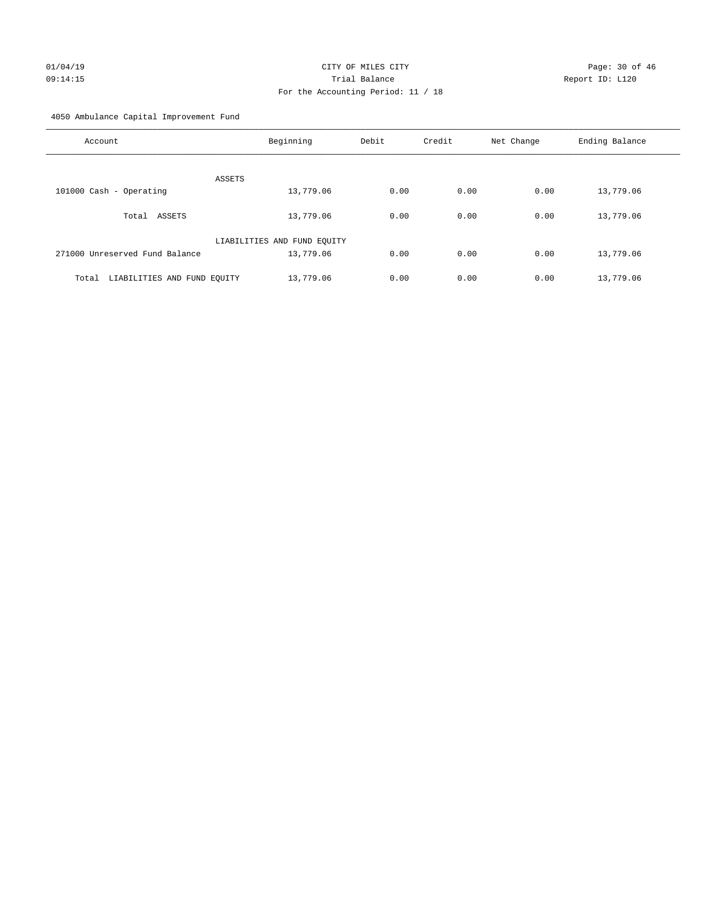CITY OF MILES CITY
Trial Balance
For the Accounting Period: 11 / 18

01/04/19
09:14:15

Report ID: L120

4050 Ambulance Capital Improvement Fund

| Account | Beginning | Debit | Credit | Net Change | Ending Balance |
|---|---|---|---|---|---|
| ASSETS | | | | | |
| 101000 Cash - Operating | 13,779.06 | 0.00 | 0.00 | 0.00 | 13,779.06 |
| Total ASSETS | 13,779.06 | 0.00 | 0.00 | 0.00 | 13,779.06 |
| LIABILITIES AND FUND EQUITY | | | | | |
| 271000 Unreserved Fund Balance | 13,779.06 | 0.00 | 0.00 | 0.00 | 13,779.06 |
| Total LIABILITIES AND FUND EQUITY | 13,779.06 | 0.00 | 0.00 | 0.00 | 13,779.06 |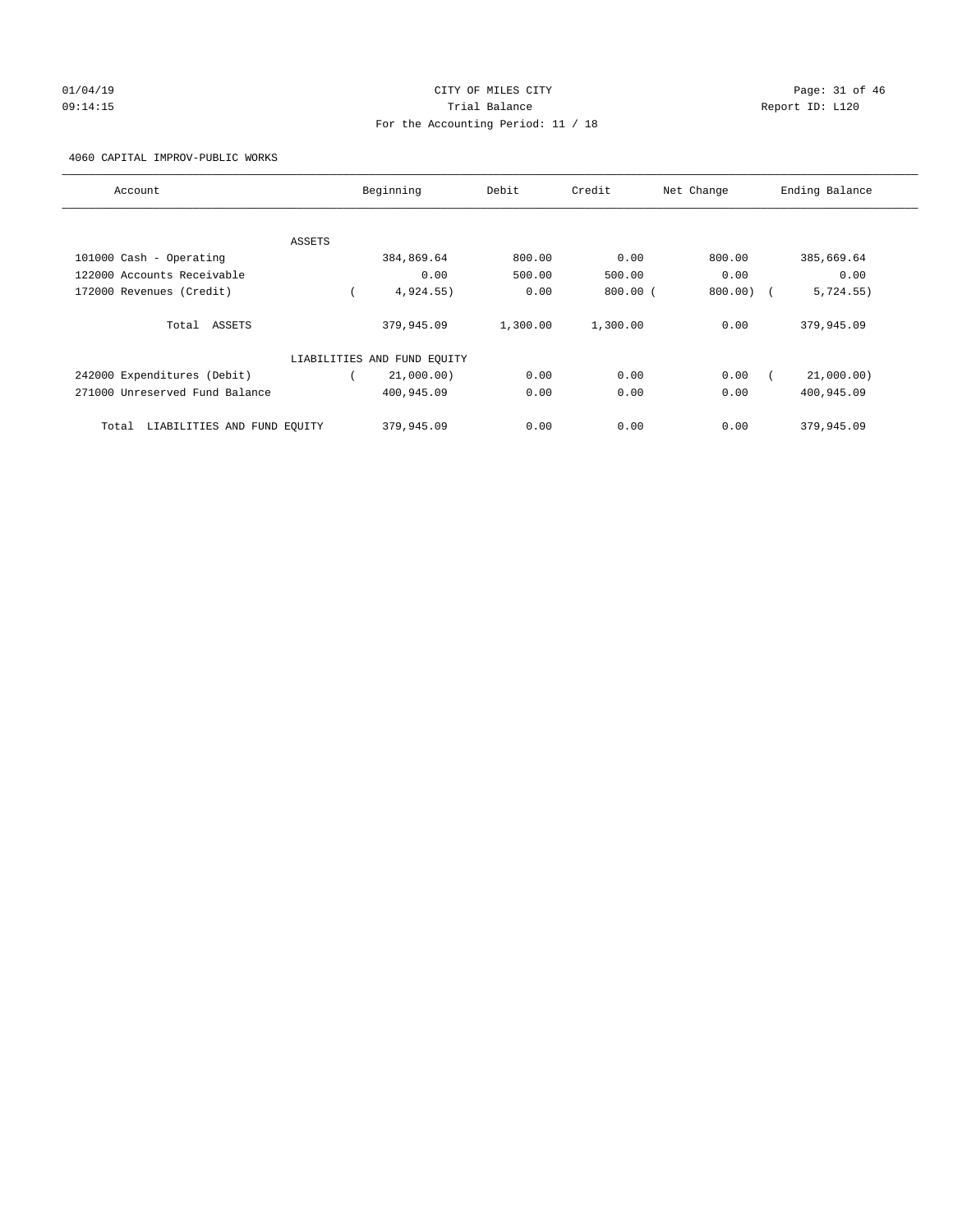# CITY OF MILES CITY

Trial Balance

For the Accounting Period: 11 / 18

01/04/19
09:14:15

Report ID: L120

4060 CAPITAL IMPROV-PUBLIC WORKS

| Account | Beginning | Debit | Credit | Net Change | Ending Balance |
|---|---|---|---|---|---|
| ASSETS | | | | | |
| 101000 Cash - Operating | 384,869.64 | 800.00 | 0.00 | 800.00 | 385,669.64 |
| 122000 Accounts Receivable | 0.00 | 500.00 | 500.00 | 0.00 | 0.00 |
| 172000 Revenues (Credit) | ( 4,924.55) | 0.00 | 800.00 | ( 800.00) | ( 5,724.55) |
| Total ASSETS | 379,945.09 | 1,300.00 | 1,300.00 | 0.00 | 379,945.09 |
| LIABILITIES AND FUND EQUITY | | | | | |
| 242000 Expenditures (Debit) | ( 21,000.00) | 0.00 | 0.00 | 0.00 | ( 21,000.00) |
| 271000 Unreserved Fund Balance | 400,945.09 | 0.00 | 0.00 | 0.00 | 400,945.09 |
| Total LIABILITIES AND FUND EQUITY | 379,945.09 | 0.00 | 0.00 | 0.00 | 379,945.09 |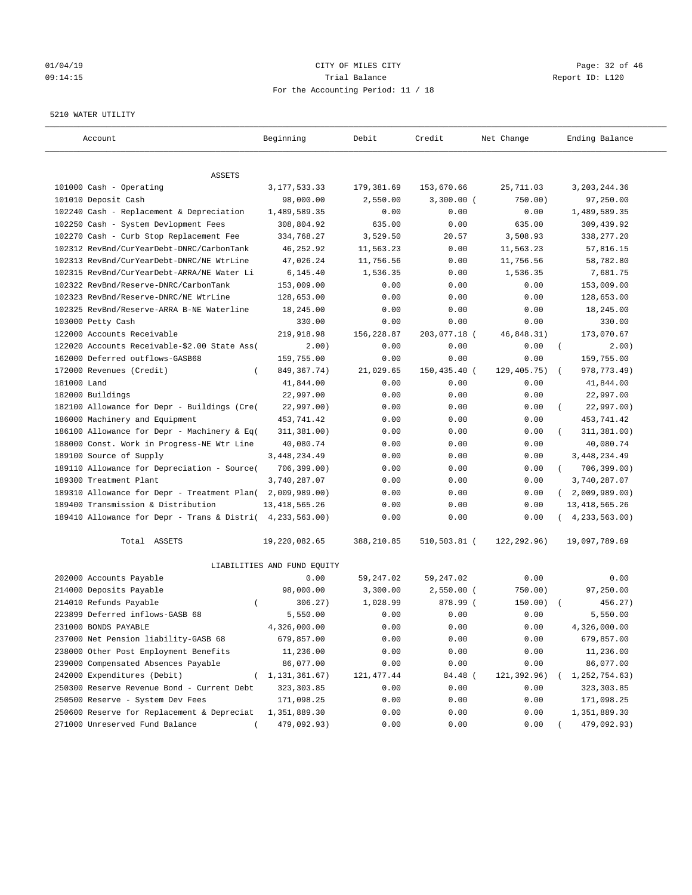CITY OF MILES CITY
Trial Balance
For the Accounting Period: 11 / 18

01/04/19
09:14:15

Report ID: L120

5210 WATER UTILITY

| Account | Beginning | Debit | Credit | Net Change | Ending Balance |
|---|---|---|---|---|---|
| ASSETS | | | | | |
| 101000 Cash - Operating | 3,177,533.33 | 179,381.69 | 153,670.66 | 25,711.03 | 3,203,244.36 |
| 101010 Deposit Cash | 98,000.00 | 2,550.00 | 3,300.00 ( | 750.00) | 97,250.00 |
| 102240 Cash - Replacement & Depreciation | 1,489,589.35 | 0.00 | 0.00 | 0.00 | 1,489,589.35 |
| 102250 Cash - System Devlopment Fees | 308,804.92 | 635.00 | 0.00 | 635.00 | 309,439.92 |
| 102270 Cash - Curb Stop Replacement Fee | 334,768.27 | 3,529.50 | 20.57 | 3,508.93 | 338,277.20 |
| 102312 RevBnd/CurYearDebt-DNRC/CarbonTank | 46,252.92 | 11,563.23 | 0.00 | 11,563.23 | 57,816.15 |
| 102313 RevBnd/CurYearDebt-DNRC/NE WtrLine | 47,026.24 | 11,756.56 | 0.00 | 11,756.56 | 58,782.80 |
| 102315 RevBnd/CurYearDebt-ARRA/NE Water Li | 6,145.40 | 1,536.35 | 0.00 | 1,536.35 | 7,681.75 |
| 102322 RevBnd/Reserve-DNRC/CarbonTank | 153,009.00 | 0.00 | 0.00 | 0.00 | 153,009.00 |
| 102323 RevBnd/Reserve-DNRC/NE WtrLine | 128,653.00 | 0.00 | 0.00 | 0.00 | 128,653.00 |
| 102325 RevBnd/Reserve-ARRA B-NE Waterline | 18,245.00 | 0.00 | 0.00 | 0.00 | 18,245.00 |
| 103000 Petty Cash | 330.00 | 0.00 | 0.00 | 0.00 | 330.00 |
| 122000 Accounts Receivable | 219,918.98 | 156,228.87 | 203,077.18 ( | 46,848.31) | 173,070.67 |
| 122020 Accounts Receivable-$2.00 State Ass( | 2.00) | 0.00 | 0.00 | 0.00 | ( 2.00) |
| 162000 Deferred outflows-GASB68 | 159,755.00 | 0.00 | 0.00 | 0.00 | 159,755.00 |
| 172000 Revenues (Credit) | ( 849,367.74) | 21,029.65 | 150,435.40 ( | 129,405.75) | ( 978,773.49) |
| 181000 Land | 41,844.00 | 0.00 | 0.00 | 0.00 | 41,844.00 |
| 182000 Buildings | 22,997.00 | 0.00 | 0.00 | 0.00 | 22,997.00 |
| 182100 Allowance for Depr - Buildings (Cre( | 22,997.00) | 0.00 | 0.00 | 0.00 | ( 22,997.00) |
| 186000 Machinery and Equipment | 453,741.42 | 0.00 | 0.00 | 0.00 | 453,741.42 |
| 186100 Allowance for Depr - Machinery & Eq( | 311,381.00) | 0.00 | 0.00 | 0.00 | ( 311,381.00) |
| 188000 Const. Work in Progress-NE Wtr Line | 40,080.74 | 0.00 | 0.00 | 0.00 | 40,080.74 |
| 189100 Source of Supply | 3,448,234.49 | 0.00 | 0.00 | 0.00 | 3,448,234.49 |
| 189110 Allowance for Depreciation - Source( | 706,399.00) | 0.00 | 0.00 | 0.00 | ( 706,399.00) |
| 189300 Treatment Plant | 3,740,287.07 | 0.00 | 0.00 | 0.00 | 3,740,287.07 |
| 189310 Allowance for Depr - Treatment Plan( | 2,009,989.00) | 0.00 | 0.00 | 0.00 | ( 2,009,989.00) |
| 189400 Transmission & Distribution | 13,418,565.26 | 0.00 | 0.00 | 0.00 | 13,418,565.26 |
| 189410 Allowance for Depr - Trans & Distri( | 4,233,563.00) | 0.00 | 0.00 | 0.00 | ( 4,233,563.00) |
| Total ASSETS | 19,220,082.65 | 388,210.85 | 510,503.81 ( | 122,292.96) | 19,097,789.69 |
| LIABILITIES AND FUND EQUITY | | | | | |
| 202000 Accounts Payable | 0.00 | 59,247.02 | 59,247.02 | 0.00 | 0.00 |
| 214000 Deposits Payable | 98,000.00 | 3,300.00 | 2,550.00 ( | 750.00) | 97,250.00 |
| 214010 Refunds Payable | ( 306.27) | 1,028.99 | 878.99 ( | 150.00) | ( 456.27) |
| 223899 Deferred inflows-GASB 68 | 5,550.00 | 0.00 | 0.00 | 0.00 | 5,550.00 |
| 231000 BONDS PAYABLE | 4,326,000.00 | 0.00 | 0.00 | 0.00 | 4,326,000.00 |
| 237000 Net Pension liability-GASB 68 | 679,857.00 | 0.00 | 0.00 | 0.00 | 679,857.00 |
| 238000 Other Post Employment Benefits | 11,236.00 | 0.00 | 0.00 | 0.00 | 11,236.00 |
| 239000 Compensated Absences Payable | 86,077.00 | 0.00 | 0.00 | 0.00 | 86,077.00 |
| 242000 Expenditures (Debit) | ( 1,131,361.67) | 121,477.44 | 84.48 ( | 121,392.96) | ( 1,252,754.63) |
| 250300 Reserve Revenue Bond - Current Debt | 323,303.85 | 0.00 | 0.00 | 0.00 | 323,303.85 |
| 250500 Reserve - System Dev Fees | 171,098.25 | 0.00 | 0.00 | 0.00 | 171,098.25 |
| 250600 Reserve for Replacement & Depreciat | 1,351,889.30 | 0.00 | 0.00 | 0.00 | 1,351,889.30 |
| 271000 Unreserved Fund Balance | ( 479,092.93) | 0.00 | 0.00 | 0.00 | ( 479,092.93) |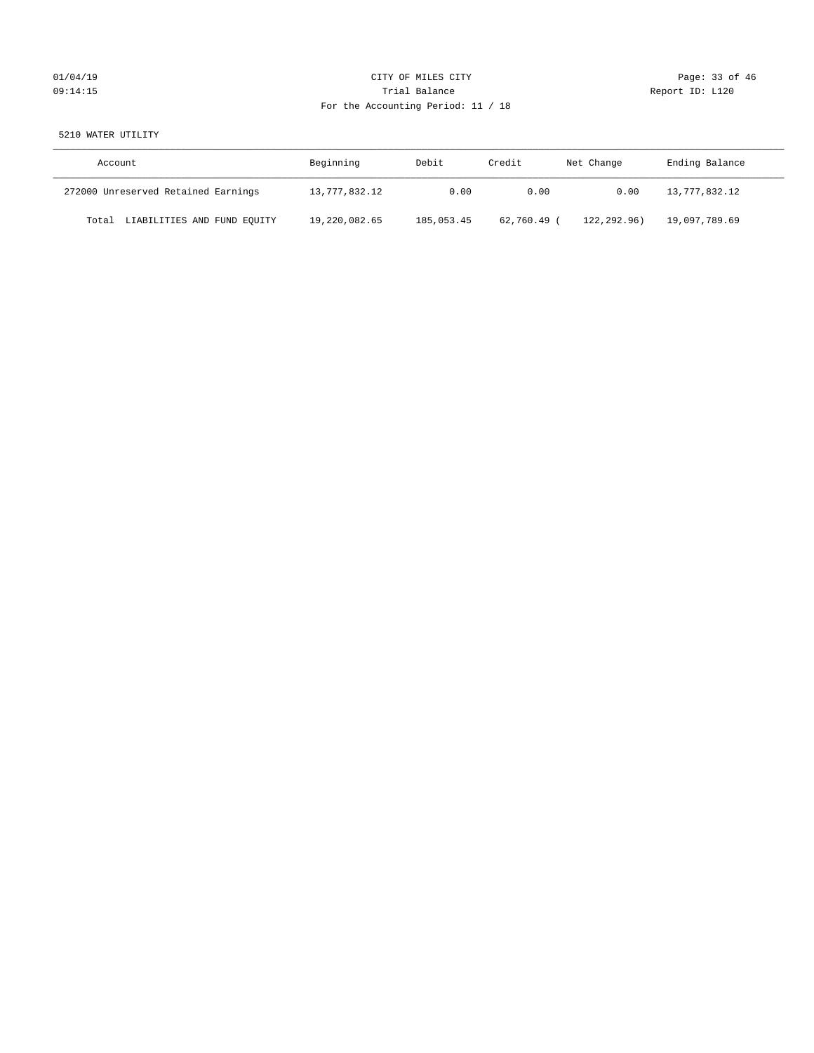5210 WATER UTILITY

| Account | Beginning | Debit | Credit | Net Change | Ending Balance |
|---|---|---|---|---|---|
| 272000 Unreserved Retained Earnings | 13,777,832.12 | 0.00 | 0.00 | 0.00 | 13,777,832.12 |
| Total LIABILITIES AND FUND EQUITY | 19,220,082.65 | 185,053.45 | 62,760.49 | ( 122,292.96) | 19,097,789.69 |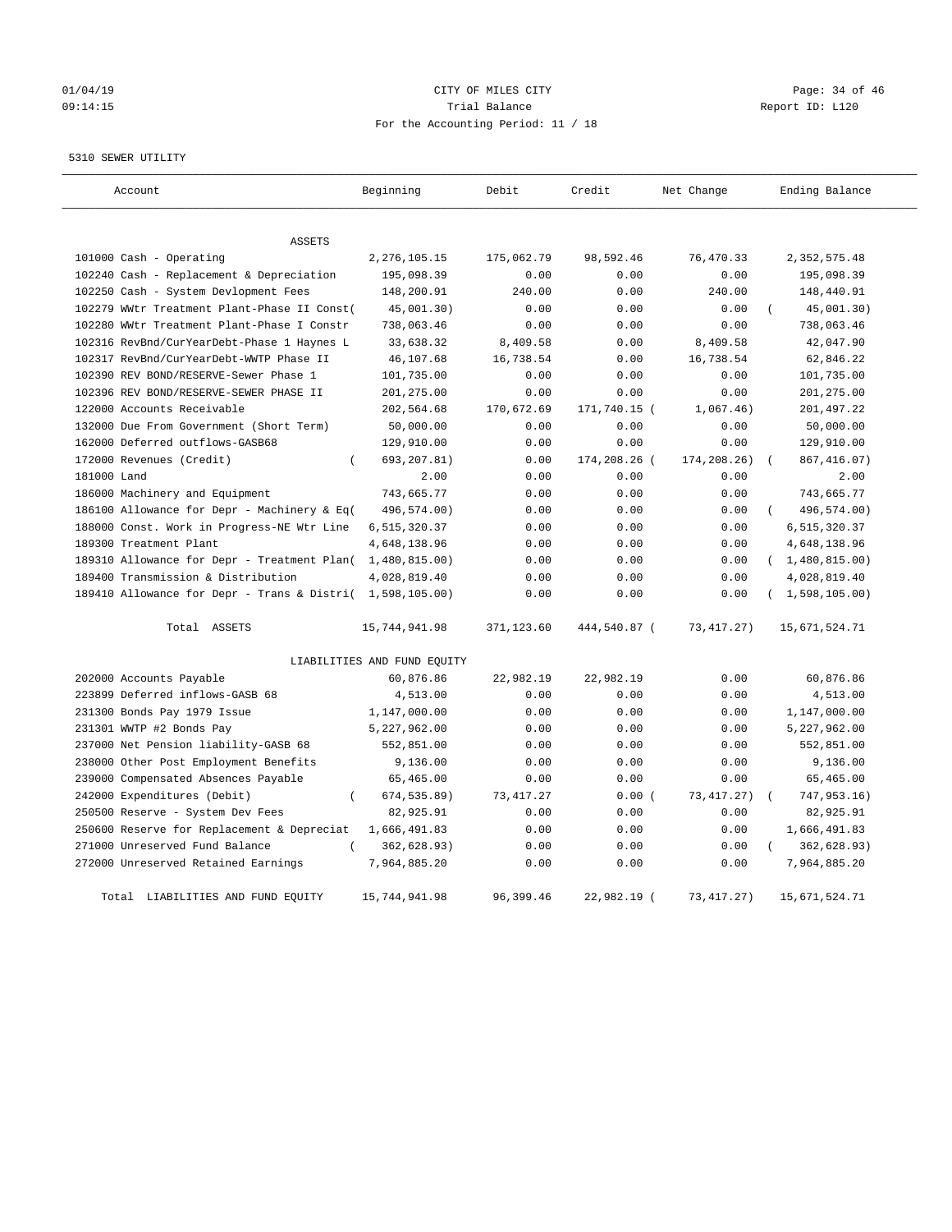01/04/19 CITY OF MILES CITY
09:14:15 Trial Balance Report ID: L120
For the Accounting Period: 11 / 18

5310 SEWER UTILITY

| Account | Beginning | Debit | Credit | Net Change | Ending Balance |
|---|---|---|---|---|---|
| ASSETS | | | | | |
| 101000 Cash - Operating | 2,276,105.15 | 175,062.79 | 98,592.46 | 76,470.33 | 2,352,575.48 |
| 102240 Cash - Replacement & Depreciation | 195,098.39 | 0.00 | 0.00 | 0.00 | 195,098.39 |
| 102250 Cash - System Devlopment Fees | 148,200.91 | 240.00 | 0.00 | 240.00 | 148,440.91 |
| 102279 WWtr Treatment Plant-Phase II Const( | 45,001.30) | 0.00 | 0.00 | 0.00 | ( 45,001.30) |
| 102280 WWtr Treatment Plant-Phase I Constr | 738,063.46 | 0.00 | 0.00 | 0.00 | 738,063.46 |
| 102316 RevBnd/CurYearDebt-Phase 1 Haynes L | 33,638.32 | 8,409.58 | 0.00 | 8,409.58 | 42,047.90 |
| 102317 RevBnd/CurYearDebt-WWTP Phase II | 46,107.68 | 16,738.54 | 0.00 | 16,738.54 | 62,846.22 |
| 102390 REV BOND/RESERVE-Sewer Phase 1 | 101,735.00 | 0.00 | 0.00 | 0.00 | 101,735.00 |
| 102396 REV BOND/RESERVE-SEWER PHASE II | 201,275.00 | 0.00 | 0.00 | 0.00 | 201,275.00 |
| 122000 Accounts Receivable | 202,564.68 | 170,672.69 | 171,740.15 ( | 1,067.46) | 201,497.22 |
| 132000 Due From Government (Short Term) | 50,000.00 | 0.00 | 0.00 | 0.00 | 50,000.00 |
| 162000 Deferred outflows-GASB68 | 129,910.00 | 0.00 | 0.00 | 0.00 | 129,910.00 |
| 172000 Revenues (Credit) | ( 693,207.81) | 0.00 | 174,208.26 ( | 174,208.26) | ( 867,416.07) |
| 181000 Land | 2.00 | 0.00 | 0.00 | 0.00 | 2.00 |
| 186000 Machinery and Equipment | 743,665.77 | 0.00 | 0.00 | 0.00 | 743,665.77 |
| 186100 Allowance for Depr - Machinery & Eq( | 496,574.00) | 0.00 | 0.00 | 0.00 | ( 496,574.00) |
| 188000 Const. Work in Progress-NE Wtr Line | 6,515,320.37 | 0.00 | 0.00 | 0.00 | 6,515,320.37 |
| 189300 Treatment Plant | 4,648,138.96 | 0.00 | 0.00 | 0.00 | 4,648,138.96 |
| 189310 Allowance for Depr - Treatment Plan( | 1,480,815.00) | 0.00 | 0.00 | 0.00 | ( 1,480,815.00) |
| 189400 Transmission & Distribution | 4,028,819.40 | 0.00 | 0.00 | 0.00 | 4,028,819.40 |
| 189410 Allowance for Depr - Trans & Distri( | 1,598,105.00) | 0.00 | 0.00 | 0.00 | ( 1,598,105.00) |
| Total ASSETS | 15,744,941.98 | 371,123.60 | 444,540.87 ( | 73,417.27) | 15,671,524.71 |
| LIABILITIES AND FUND EQUITY | | | | | |
| 202000 Accounts Payable | 60,876.86 | 22,982.19 | 22,982.19 | 0.00 | 60,876.86 |
| 223899 Deferred inflows-GASB 68 | 4,513.00 | 0.00 | 0.00 | 0.00 | 4,513.00 |
| 231300 Bonds Pay 1979 Issue | 1,147,000.00 | 0.00 | 0.00 | 0.00 | 1,147,000.00 |
| 231301 WWTP #2 Bonds Pay | 5,227,962.00 | 0.00 | 0.00 | 0.00 | 5,227,962.00 |
| 237000 Net Pension liability-GASB 68 | 552,851.00 | 0.00 | 0.00 | 0.00 | 552,851.00 |
| 238000 Other Post Employment Benefits | 9,136.00 | 0.00 | 0.00 | 0.00 | 9,136.00 |
| 239000 Compensated Absences Payable | 65,465.00 | 0.00 | 0.00 | 0.00 | 65,465.00 |
| 242000 Expenditures (Debit) | ( 674,535.89) | 73,417.27 | 0.00 ( | 73,417.27) | ( 747,953.16) |
| 250500 Reserve - System Dev Fees | 82,925.91 | 0.00 | 0.00 | 0.00 | 82,925.91 |
| 250600 Reserve for Replacement & Depreciat | 1,666,491.83 | 0.00 | 0.00 | 0.00 | 1,666,491.83 |
| 271000 Unreserved Fund Balance | ( 362,628.93) | 0.00 | 0.00 | 0.00 | ( 362,628.93) |
| 272000 Unreserved Retained Earnings | 7,964,885.20 | 0.00 | 0.00 | 0.00 | 7,964,885.20 |
| Total LIABILITIES AND FUND EQUITY | 15,744,941.98 | 96,399.46 | 22,982.19 ( | 73,417.27) | 15,671,524.71 |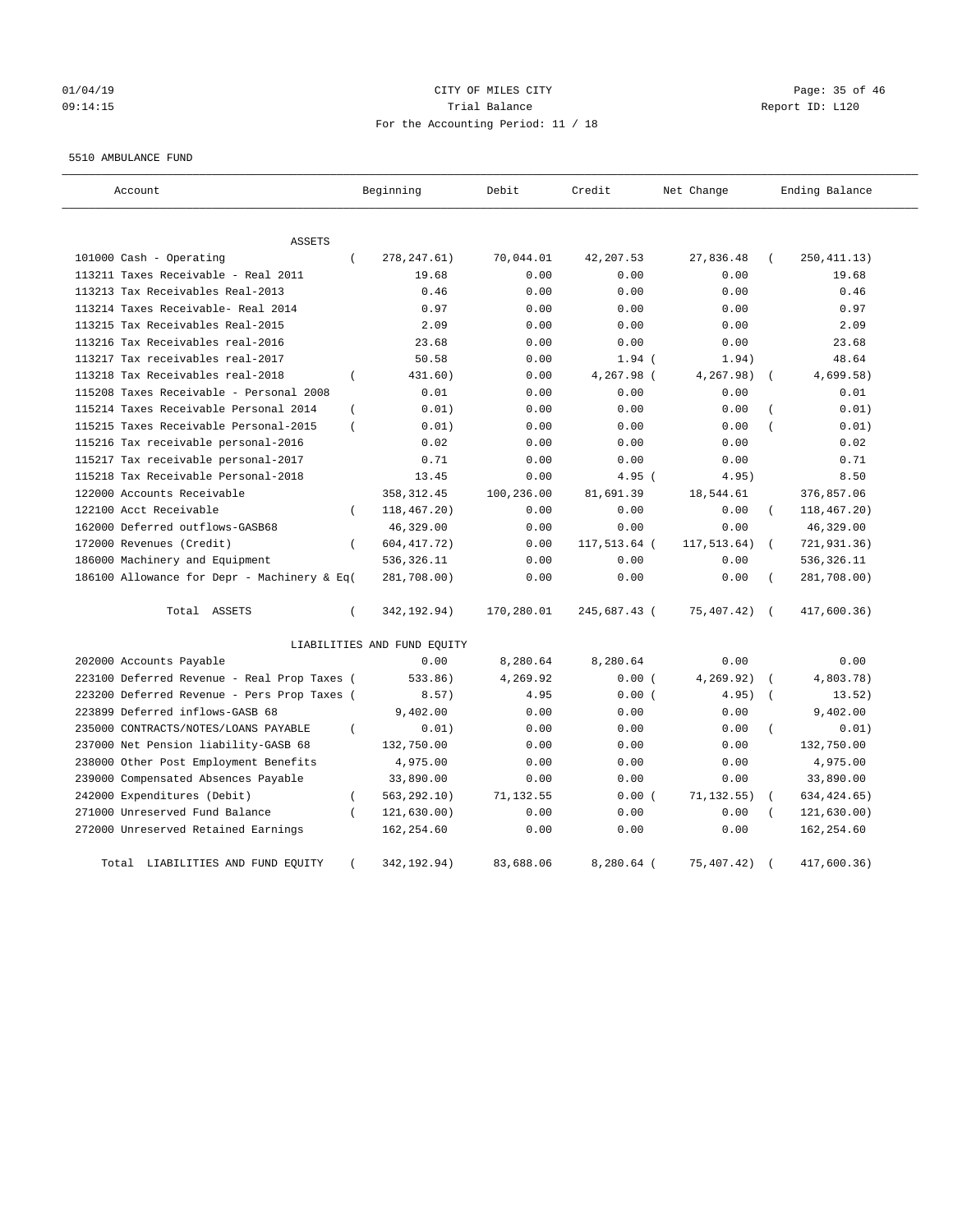01/04/19 CITY OF MILES CITY
09:14:15 Trial Balance Report ID: L120
For the Accounting Period: 11 / 18

5510 AMBULANCE FUND

| Account | Beginning | Debit | Credit | Net Change | Ending Balance |
|---|---|---|---|---|---|
| ASSETS | | | | | |
| 101000 Cash - Operating | ( 278,247.61) | 70,044.01 | 42,207.53 | 27,836.48 | ( 250,411.13) |
| 113211 Taxes Receivable - Real 2011 | 19.68 | 0.00 | 0.00 | 0.00 | 19.68 |
| 113213 Tax Receivables Real-2013 | 0.46 | 0.00 | 0.00 | 0.00 | 0.46 |
| 113214 Taxes Receivable- Real 2014 | 0.97 | 0.00 | 0.00 | 0.00 | 0.97 |
| 113215 Tax Receivables Real-2015 | 2.09 | 0.00 | 0.00 | 0.00 | 2.09 |
| 113216 Tax Receivables real-2016 | 23.68 | 0.00 | 0.00 | 0.00 | 23.68 |
| 113217 Tax receivables real-2017 | 50.58 | 0.00 | 1.94 | ( 1.94) | 48.64 |
| 113218 Tax Receivables real-2018 | ( 431.60) | 0.00 | 4,267.98 | ( 4,267.98) | ( 4,699.58) |
| 115208 Taxes Receivable - Personal 2008 | 0.01 | 0.00 | 0.00 | 0.00 | 0.01 |
| 115214 Taxes Receivable Personal 2014 | ( 0.01) | 0.00 | 0.00 | 0.00 | ( 0.01) |
| 115215 Taxes Receivable Personal-2015 | ( 0.01) | 0.00 | 0.00 | 0.00 | ( 0.01) |
| 115216 Tax receivable personal-2016 | 0.02 | 0.00 | 0.00 | 0.00 | 0.02 |
| 115217 Tax receivable personal-2017 | 0.71 | 0.00 | 0.00 | 0.00 | 0.71 |
| 115218 Tax Receivable Personal-2018 | 13.45 | 0.00 | 4.95 | ( 4.95) | 8.50 |
| 122000 Accounts Receivable | 358,312.45 | 100,236.00 | 81,691.39 | 18,544.61 | 376,857.06 |
| 122100 Acct Receivable | ( 118,467.20) | 0.00 | 0.00 | 0.00 | ( 118,467.20) |
| 162000 Deferred outflows-GASB68 | 46,329.00 | 0.00 | 0.00 | 0.00 | 46,329.00 |
| 172000 Revenues (Credit) | ( 604,417.72) | 0.00 | 117,513.64 | ( 117,513.64) | ( 721,931.36) |
| 186000 Machinery and Equipment | 536,326.11 | 0.00 | 0.00 | 0.00 | 536,326.11 |
| 186100 Allowance for Depr - Machinery & Eq( | 281,708.00) | 0.00 | 0.00 | 0.00 | ( 281,708.00) |
| Total ASSETS | ( 342,192.94) | 170,280.01 | 245,687.43 | ( 75,407.42) | ( 417,600.36) |
| LIABILITIES AND FUND EQUITY | | | | | |
| 202000 Accounts Payable | 0.00 | 8,280.64 | 8,280.64 | 0.00 | 0.00 |
| 223100 Deferred Revenue - Real Prop Taxes ( | 533.86) | 4,269.92 | 0.00 | ( 4,269.92) | ( 4,803.78) |
| 223200 Deferred Revenue - Pers Prop Taxes ( | 8.57) | 4.95 | 0.00 | ( 4.95) | ( 13.52) |
| 223899 Deferred inflows-GASB 68 | 9,402.00 | 0.00 | 0.00 | 0.00 | 9,402.00 |
| 235000 CONTRACTS/NOTES/LOANS PAYABLE | ( 0.01) | 0.00 | 0.00 | 0.00 | ( 0.01) |
| 237000 Net Pension liability-GASB 68 | 132,750.00 | 0.00 | 0.00 | 0.00 | 132,750.00 |
| 238000 Other Post Employment Benefits | 4,975.00 | 0.00 | 0.00 | 0.00 | 4,975.00 |
| 239000 Compensated Absences Payable | 33,890.00 | 0.00 | 0.00 | 0.00 | 33,890.00 |
| 242000 Expenditures (Debit) | ( 563,292.10) | 71,132.55 | 0.00 | ( 71,132.55) | ( 634,424.65) |
| 271000 Unreserved Fund Balance | ( 121,630.00) | 0.00 | 0.00 | 0.00 | ( 121,630.00) |
| 272000 Unreserved Retained Earnings | 162,254.60 | 0.00 | 0.00 | 0.00 | 162,254.60 |
| Total LIABILITIES AND FUND EQUITY | ( 342,192.94) | 83,688.06 | 8,280.64 | ( 75,407.42) | ( 417,600.36) |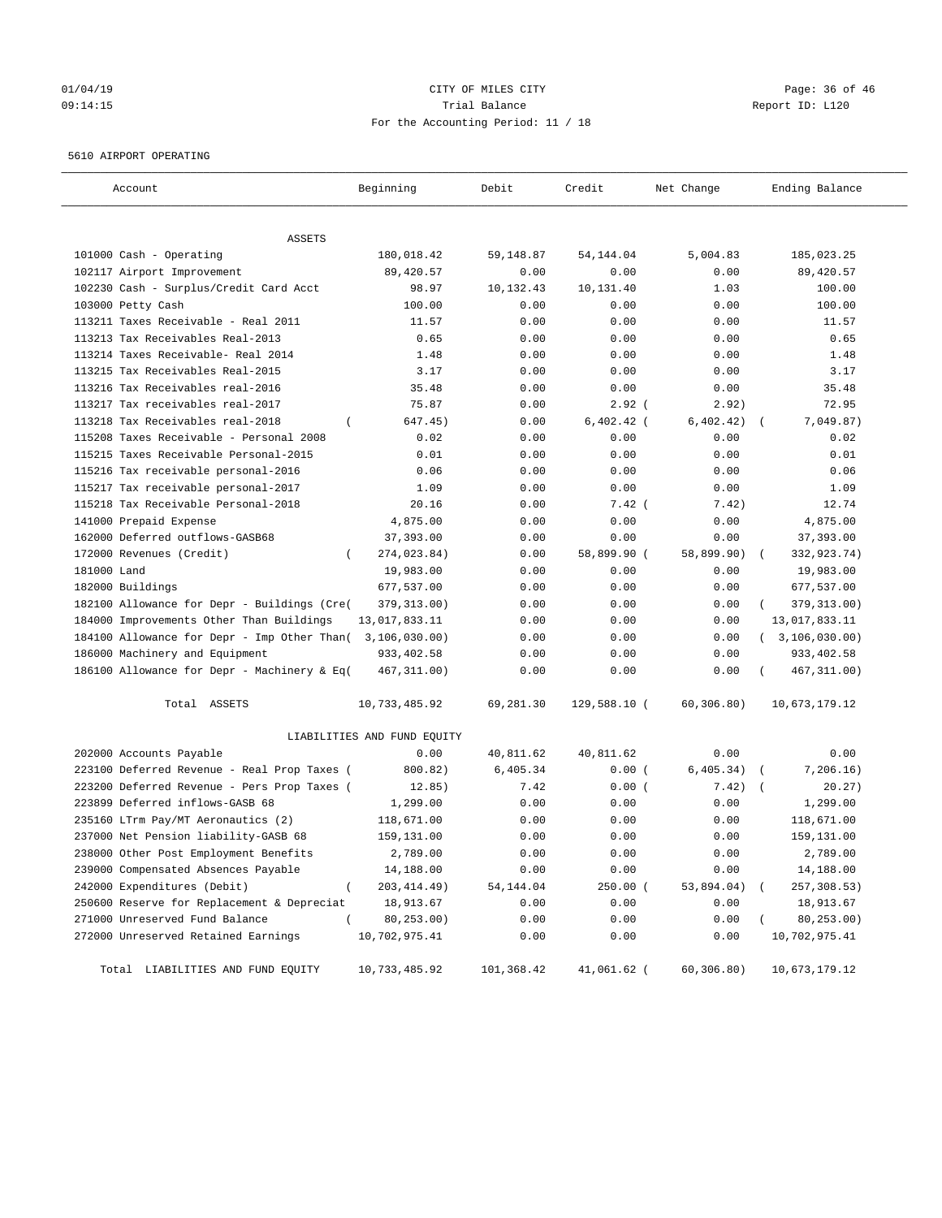01/04/19 CITY OF MILES CITY
09:14:15 Trial Balance Report ID: L120
For the Accounting Period: 11 / 18

5610 AIRPORT OPERATING

| Account | Beginning | Debit | Credit | Net Change | Ending Balance |
|---|---|---|---|---|---|
| ASSETS | | | | | |
| 101000 Cash - Operating | 180,018.42 | 59,148.87 | 54,144.04 | 5,004.83 | 185,023.25 |
| 102117 Airport Improvement | 89,420.57 | 0.00 | 0.00 | 0.00 | 89,420.57 |
| 102230 Cash - Surplus/Credit Card Acct | 98.97 | 10,132.43 | 10,131.40 | 1.03 | 100.00 |
| 103000 Petty Cash | 100.00 | 0.00 | 0.00 | 0.00 | 100.00 |
| 113211 Taxes Receivable - Real 2011 | 11.57 | 0.00 | 0.00 | 0.00 | 11.57 |
| 113213 Tax Receivables Real-2013 | 0.65 | 0.00 | 0.00 | 0.00 | 0.65 |
| 113214 Taxes Receivable- Real 2014 | 1.48 | 0.00 | 0.00 | 0.00 | 1.48 |
| 113215 Tax Receivables Real-2015 | 3.17 | 0.00 | 0.00 | 0.00 | 3.17 |
| 113216 Tax Receivables real-2016 | 35.48 | 0.00 | 0.00 | 0.00 | 35.48 |
| 113217 Tax receivables real-2017 | 75.87 | 0.00 | 2.92 | ( 2.92) | 72.95 |
| 113218 Tax Receivables real-2018 | ( 647.45) | 0.00 | 6,402.42 | ( 6,402.42) | ( 7,049.87) |
| 115208 Taxes Receivable - Personal 2008 | 0.02 | 0.00 | 0.00 | 0.00 | 0.02 |
| 115215 Taxes Receivable Personal-2015 | 0.01 | 0.00 | 0.00 | 0.00 | 0.01 |
| 115216 Tax receivable personal-2016 | 0.06 | 0.00 | 0.00 | 0.00 | 0.06 |
| 115217 Tax receivable personal-2017 | 1.09 | 0.00 | 0.00 | 0.00 | 1.09 |
| 115218 Tax Receivable Personal-2018 | 20.16 | 0.00 | 7.42 | ( 7.42) | 12.74 |
| 141000 Prepaid Expense | 4,875.00 | 0.00 | 0.00 | 0.00 | 4,875.00 |
| 162000 Deferred outflows-GASB68 | 37,393.00 | 0.00 | 0.00 | 0.00 | 37,393.00 |
| 172000 Revenues (Credit) | ( 274,023.84) | 0.00 | 58,899.90 | ( 58,899.90) | ( 332,923.74) |
| 181000 Land | 19,983.00 | 0.00 | 0.00 | 0.00 | 19,983.00 |
| 182000 Buildings | 677,537.00 | 0.00 | 0.00 | 0.00 | 677,537.00 |
| 182100 Allowance for Depr - Buildings (Cre( | 379,313.00) | 0.00 | 0.00 | 0.00 | ( 379,313.00) |
| 184000 Improvements Other Than Buildings | 13,017,833.11 | 0.00 | 0.00 | 0.00 | 13,017,833.11 |
| 184100 Allowance for Depr - Imp Other Than( | 3,106,030.00) | 0.00 | 0.00 | 0.00 | ( 3,106,030.00) |
| 186000 Machinery and Equipment | 933,402.58 | 0.00 | 0.00 | 0.00 | 933,402.58 |
| 186100 Allowance for Depr - Machinery & Eq( | 467,311.00) | 0.00 | 0.00 | 0.00 | ( 467,311.00) |
| Total ASSETS | 10,733,485.92 | 69,281.30 | 129,588.10 | ( 60,306.80) | 10,673,179.12 |
| LIABILITIES AND FUND EQUITY | | | | | |
| 202000 Accounts Payable | 0.00 | 40,811.62 | 40,811.62 | 0.00 | 0.00 |
| 223100 Deferred Revenue - Real Prop Taxes ( | 800.82) | 6,405.34 | 0.00 | ( 6,405.34) | ( 7,206.16) |
| 223200 Deferred Revenue - Pers Prop Taxes ( | 12.85) | 7.42 | 0.00 | ( 7.42) | ( 20.27) |
| 223899 Deferred inflows-GASB 68 | 1,299.00 | 0.00 | 0.00 | 0.00 | 1,299.00 |
| 235160 LTrm Pay/MT Aeronautics (2) | 118,671.00 | 0.00 | 0.00 | 0.00 | 118,671.00 |
| 237000 Net Pension liability-GASB 68 | 159,131.00 | 0.00 | 0.00 | 0.00 | 159,131.00 |
| 238000 Other Post Employment Benefits | 2,789.00 | 0.00 | 0.00 | 0.00 | 2,789.00 |
| 239000 Compensated Absences Payable | 14,188.00 | 0.00 | 0.00 | 0.00 | 14,188.00 |
| 242000 Expenditures (Debit) | ( 203,414.49) | 54,144.04 | 250.00 | ( 53,894.04) | ( 257,308.53) |
| 250600 Reserve for Replacement & Depreciat | 18,913.67 | 0.00 | 0.00 | 0.00 | 18,913.67 |
| 271000 Unreserved Fund Balance | ( 80,253.00) | 0.00 | 0.00 | 0.00 | ( 80,253.00) |
| 272000 Unreserved Retained Earnings | 10,702,975.41 | 0.00 | 0.00 | 0.00 | 10,702,975.41 |
| Total LIABILITIES AND FUND EQUITY | 10,733,485.92 | 101,368.42 | 41,061.62 | ( 60,306.80) | 10,673,179.12 |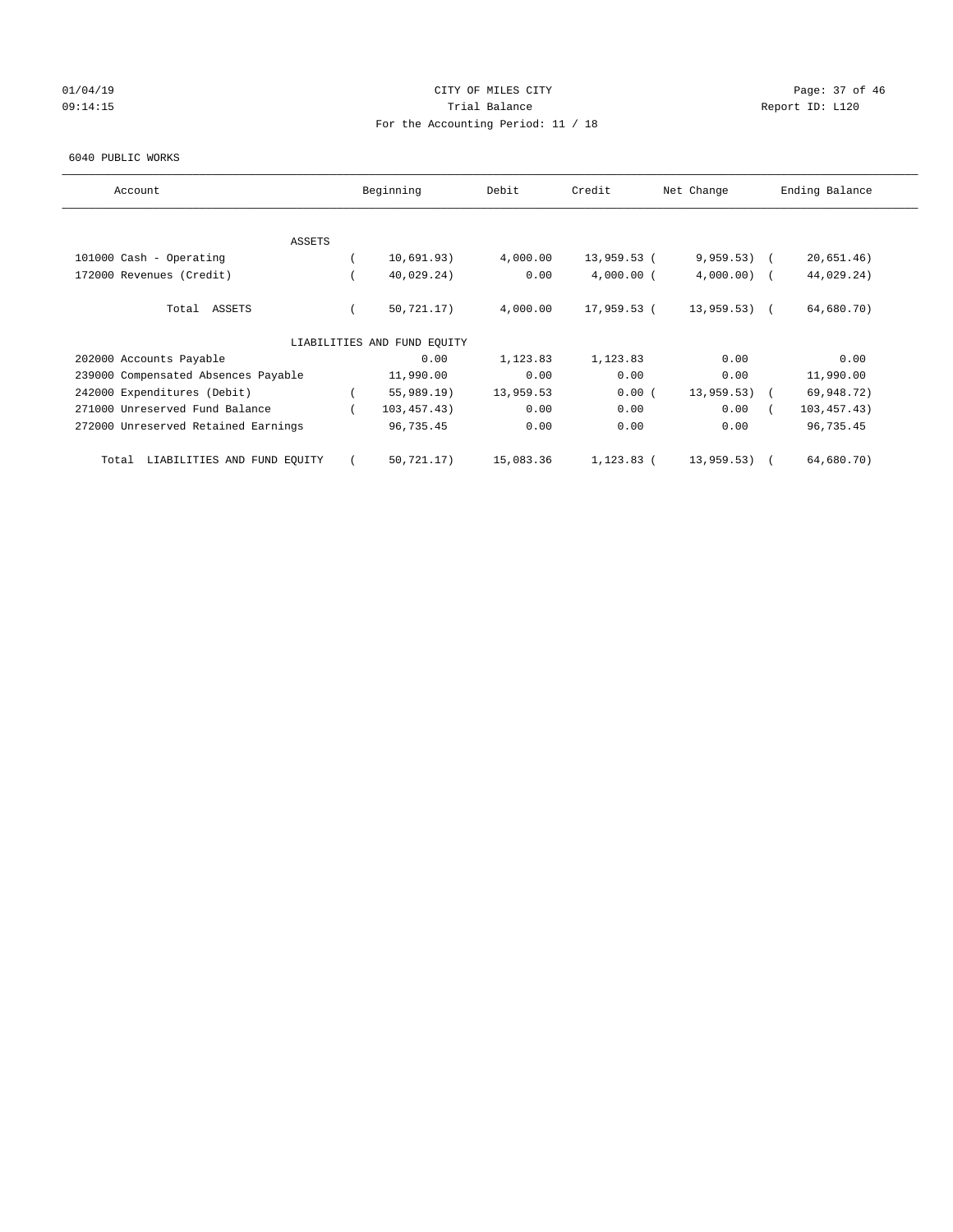01/04/19 CITY OF MILES CITY
09:14:15 Trial Balance Report ID: L120
For the Accounting Period: 11 / 18

6040 PUBLIC WORKS

| Account | Beginning | Debit | Credit | Net Change | Ending Balance |
|---|---|---|---|---|---|
| ASSETS | | | | | |
| 101000 Cash - Operating | ( 10,691.93) | 4,000.00 | 13,959.53 | ( 9,959.53) | ( 20,651.46) |
| 172000 Revenues (Credit) | ( 40,029.24) | 0.00 | 4,000.00 | ( 4,000.00) | ( 44,029.24) |
| Total ASSETS | ( 50,721.17) | 4,000.00 | 17,959.53 | ( 13,959.53) | ( 64,680.70) |
| LIABILITIES AND FUND EQUITY | | | | | |
| 202000 Accounts Payable | 0.00 | 1,123.83 | 1,123.83 | 0.00 | 0.00 |
| 239000 Compensated Absences Payable | 11,990.00 | 0.00 | 0.00 | 0.00 | 11,990.00 |
| 242000 Expenditures (Debit) | ( 55,989.19) | 13,959.53 | 0.00 | ( 13,959.53) | ( 69,948.72) |
| 271000 Unreserved Fund Balance | ( 103,457.43) | 0.00 | 0.00 | 0.00 | ( 103,457.43) |
| 272000 Unreserved Retained Earnings | 96,735.45 | 0.00 | 0.00 | 0.00 | 96,735.45 |
| Total LIABILITIES AND FUND EQUITY | ( 50,721.17) | 15,083.36 | 1,123.83 | ( 13,959.53) | ( 64,680.70) |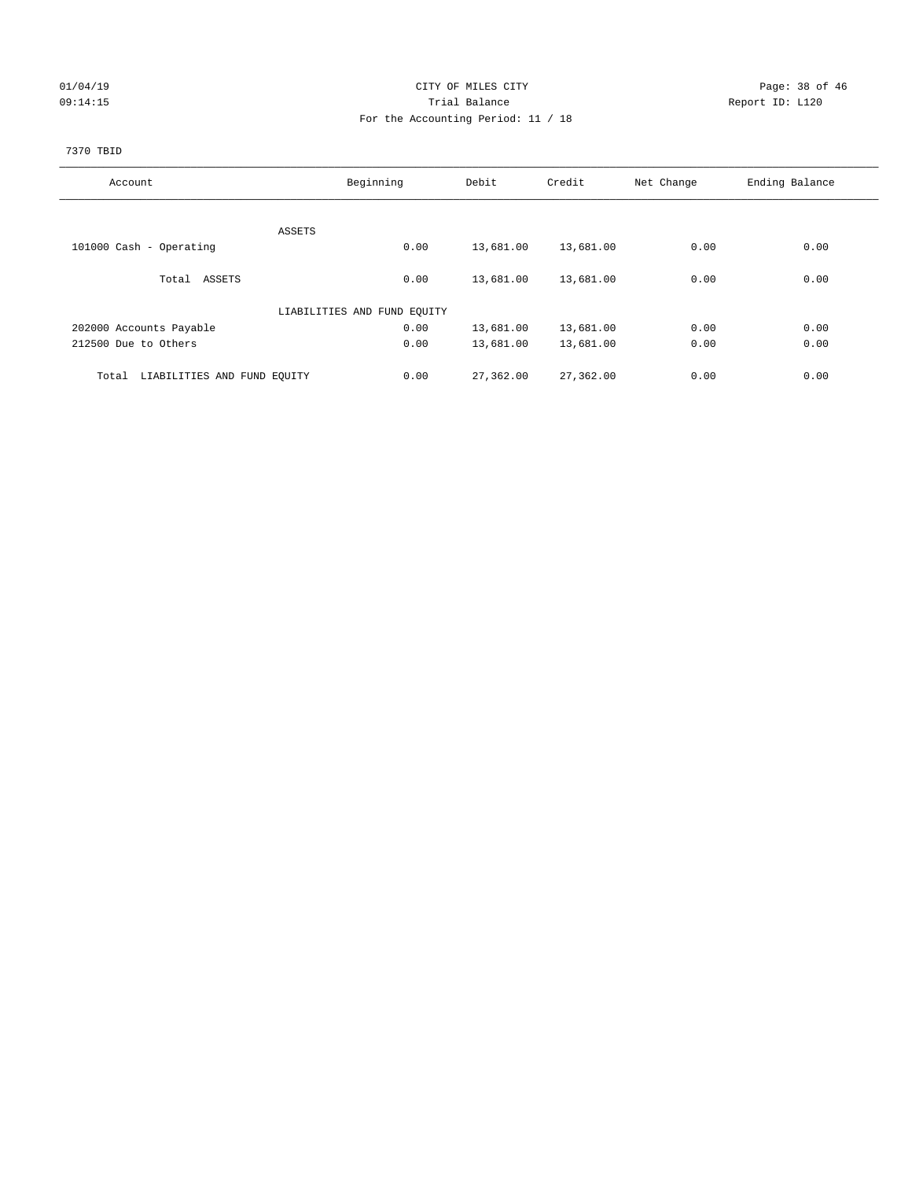CITY OF MILES CITY

Trial Balance

For the Accounting Period: 11 / 18

01/04/19 09:14:15 — Report ID: L120

7370 TBID

| Account | Beginning | Debit | Credit | Net Change | Ending Balance |
|---|---|---|---|---|---|
| ASSETS | | | | | |
| 101000 Cash - Operating | 0.00 | 13,681.00 | 13,681.00 | 0.00 | 0.00 |
| Total ASSETS | 0.00 | 13,681.00 | 13,681.00 | 0.00 | 0.00 |
| LIABILITIES AND FUND EQUITY | | | | | |
| 202000 Accounts Payable | 0.00 | 13,681.00 | 13,681.00 | 0.00 | 0.00 |
| 212500 Due to Others | 0.00 | 13,681.00 | 13,681.00 | 0.00 | 0.00 |
| Total LIABILITIES AND FUND EQUITY | 0.00 | 27,362.00 | 27,362.00 | 0.00 | 0.00 |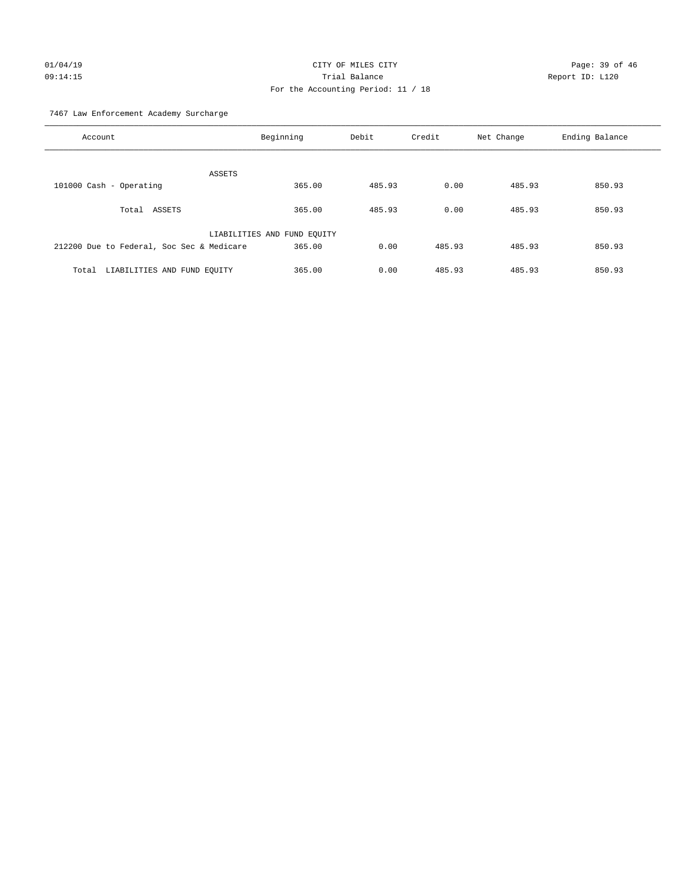01/04/19 CITY OF MILES CITY
09:14:15 Trial Balance Report ID: L120
For the Accounting Period: 11 / 18

7467 Law Enforcement Academy Surcharge

| Account | Beginning | Debit | Credit | Net Change | Ending Balance |
|---|---|---|---|---|---|
| ASSETS | | | | | |
| 101000 Cash - Operating | 365.00 | 485.93 | 0.00 | 485.93 | 850.93 |
| Total ASSETS | 365.00 | 485.93 | 0.00 | 485.93 | 850.93 |
| LIABILITIES AND FUND EQUITY | | | | | |
| 212200 Due to Federal, Soc Sec & Medicare | 365.00 | 0.00 | 485.93 | 485.93 | 850.93 |
| Total LIABILITIES AND FUND EQUITY | 365.00 | 0.00 | 485.93 | 485.93 | 850.93 |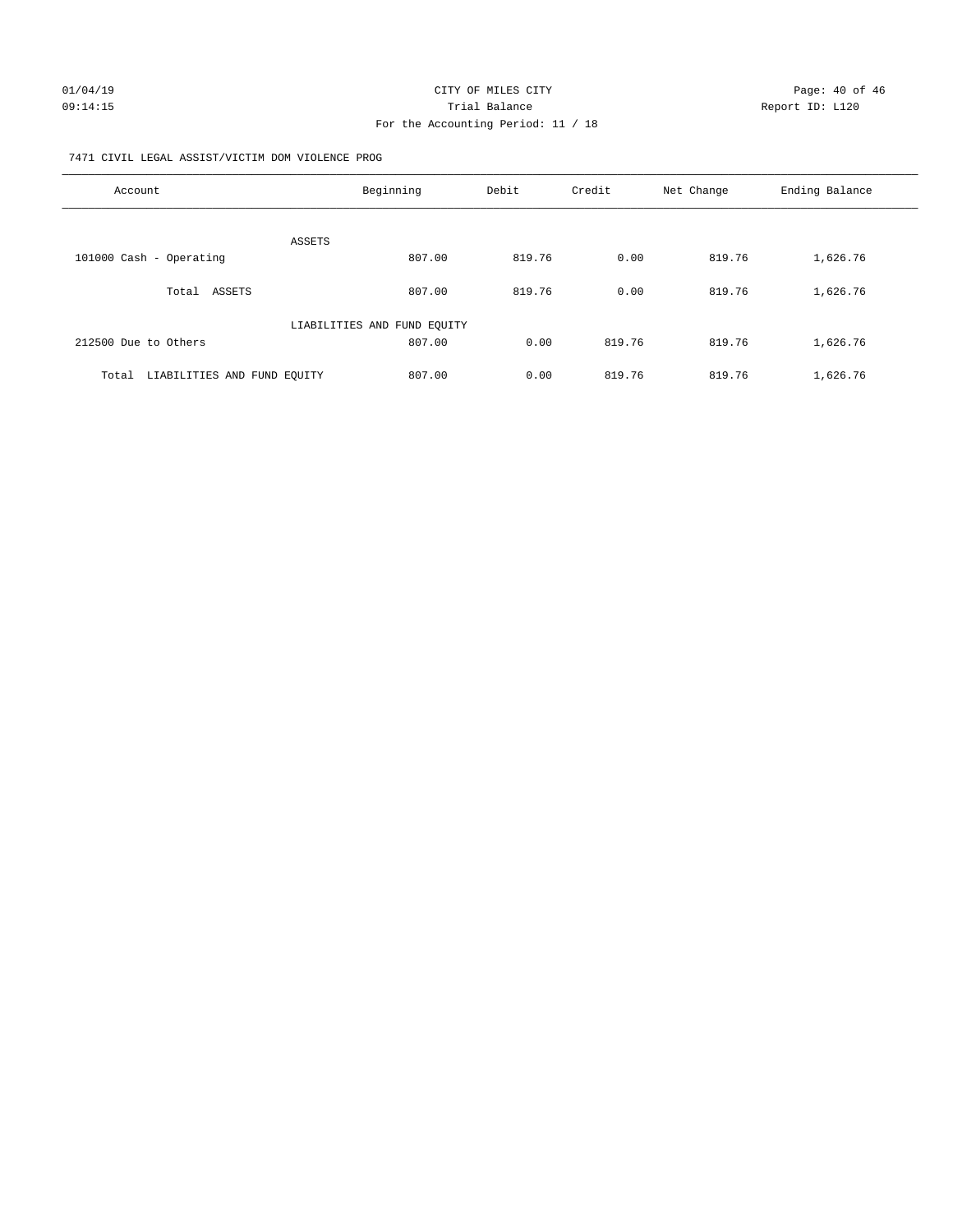CITY OF MILES CITY

Trial Balance

For the Accounting Period: 11 / 18

7471 CIVIL LEGAL ASSIST/VICTIM DOM VIOLENCE PROG

| Account | Beginning | Debit | Credit | Net Change | Ending Balance |
|---|---|---|---|---|---|
| ASSETS | | | | | |
| 101000 Cash - Operating | 807.00 | 819.76 | 0.00 | 819.76 | 1,626.76 |
| Total ASSETS | 807.00 | 819.76 | 0.00 | 819.76 | 1,626.76 |
| LIABILITIES AND FUND EQUITY | | | | | |
| 212500 Due to Others | 807.00 | 0.00 | 819.76 | 819.76 | 1,626.76 |
| Total LIABILITIES AND FUND EQUITY | 807.00 | 0.00 | 819.76 | 819.76 | 1,626.76 |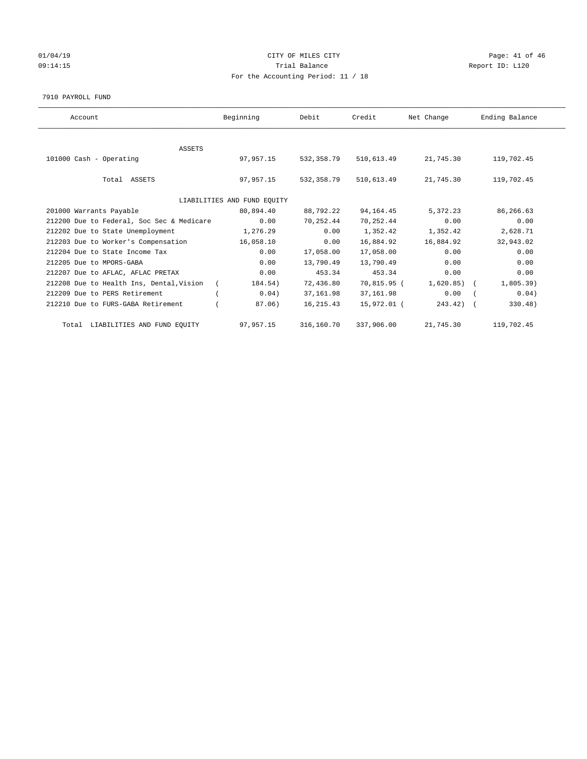CITY OF MILES CITY
Trial Balance
For the Accounting Period: 11 / 18

01/04/19
09:14:15

Report ID: L120

7910 PAYROLL FUND

| Account | Beginning | Debit | Credit | Net Change | Ending Balance |
|---|---|---|---|---|---|
| ASSETS | | | | | |
| 101000 Cash - Operating | 97,957.15 | 532,358.79 | 510,613.49 | 21,745.30 | 119,702.45 |
| Total ASSETS | 97,957.15 | 532,358.79 | 510,613.49 | 21,745.30 | 119,702.45 |
| LIABILITIES AND FUND EQUITY | | | | | |
| 201000 Warrants Payable | 80,894.40 | 88,792.22 | 94,164.45 | 5,372.23 | 86,266.63 |
| 212200 Due to Federal, Soc Sec & Medicare | 0.00 | 70,252.44 | 70,252.44 | 0.00 | 0.00 |
| 212202 Due to State Unemployment | 1,276.29 | 0.00 | 1,352.42 | 1,352.42 | 2,628.71 |
| 212203 Due to Worker's Compensation | 16,058.10 | 0.00 | 16,884.92 | 16,884.92 | 32,943.02 |
| 212204 Due to State Income Tax | 0.00 | 17,058.00 | 17,058.00 | 0.00 | 0.00 |
| 212205 Due to MPORS-GABA | 0.00 | 13,790.49 | 13,790.49 | 0.00 | 0.00 |
| 212207 Due to AFLAC, AFLAC PRETAX | 0.00 | 453.34 | 453.34 | 0.00 | 0.00 |
| 212208 Due to Health Ins, Dental,Vision | ( 184.54) | 72,436.80 | 70,815.95 | ( 1,620.85) | ( 1,805.39) |
| 212209 Due to PERS Retirement | ( 0.04) | 37,161.98 | 37,161.98 | 0.00 | ( 0.04) |
| 212210 Due to FURS-GABA Retirement | ( 87.06) | 16,215.43 | 15,972.01 | ( 243.42) | ( 330.48) |
| Total LIABILITIES AND FUND EQUITY | 97,957.15 | 316,160.70 | 337,906.00 | 21,745.30 | 119,702.45 |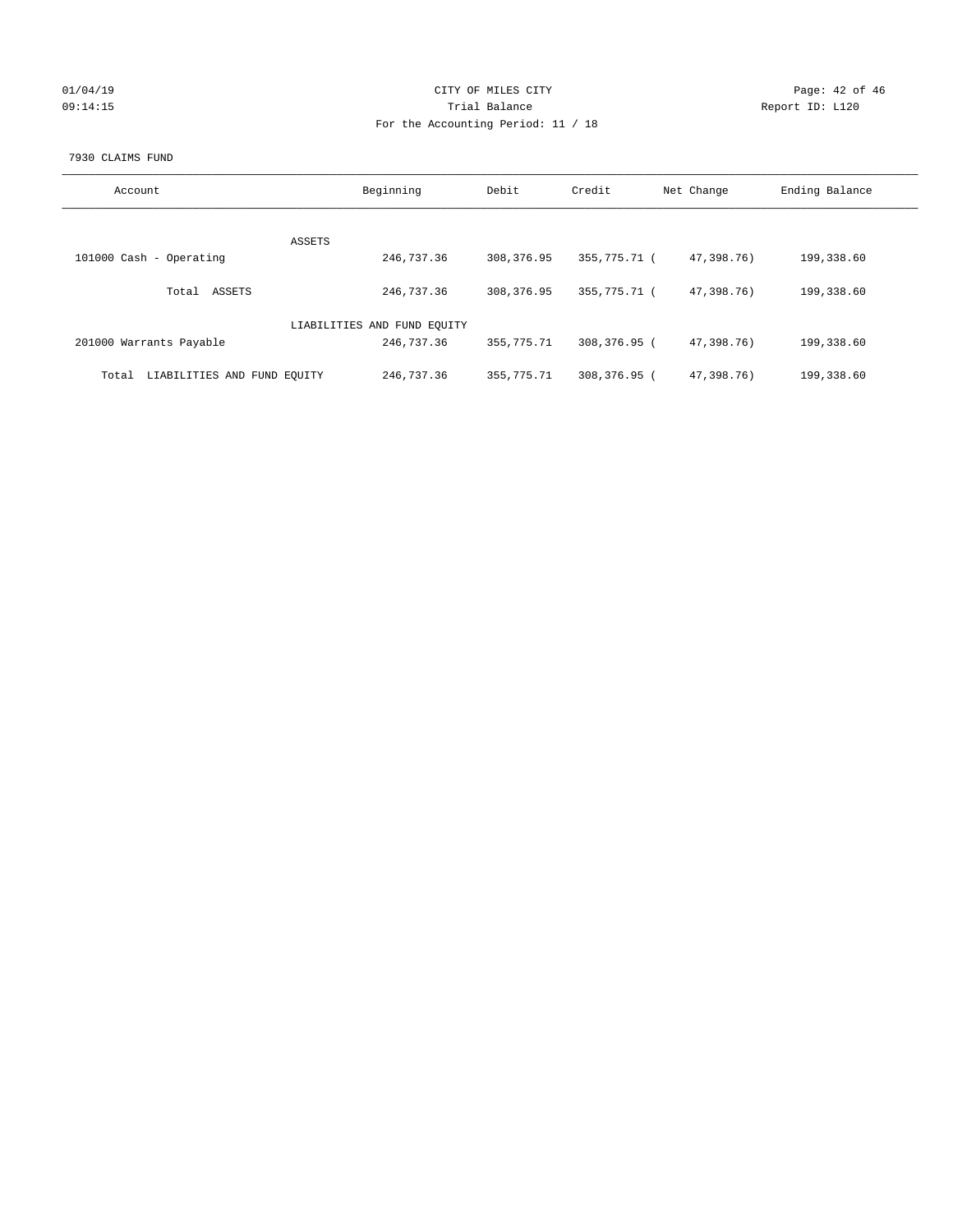CITY OF MILES CITY
Trial Balance
For the Accounting Period: 11 / 18

01/04/19
09:14:15

Report ID: L120

7930 CLAIMS FUND

| Account | Beginning | Debit | Credit | Net Change | Ending Balance |
|---|---|---|---|---|---|
| ASSETS | | | | | |
| 101000 Cash - Operating | 246,737.36 | 308,376.95 | 355,775.71 | ( 47,398.76) | 199,338.60 |
| Total ASSETS | 246,737.36 | 308,376.95 | 355,775.71 | ( 47,398.76) | 199,338.60 |
| LIABILITIES AND FUND EQUITY | | | | | |
| 201000 Warrants Payable | 246,737.36 | 355,775.71 | 308,376.95 | ( 47,398.76) | 199,338.60 |
| Total LIABILITIES AND FUND EQUITY | 246,737.36 | 355,775.71 | 308,376.95 | ( 47,398.76) | 199,338.60 |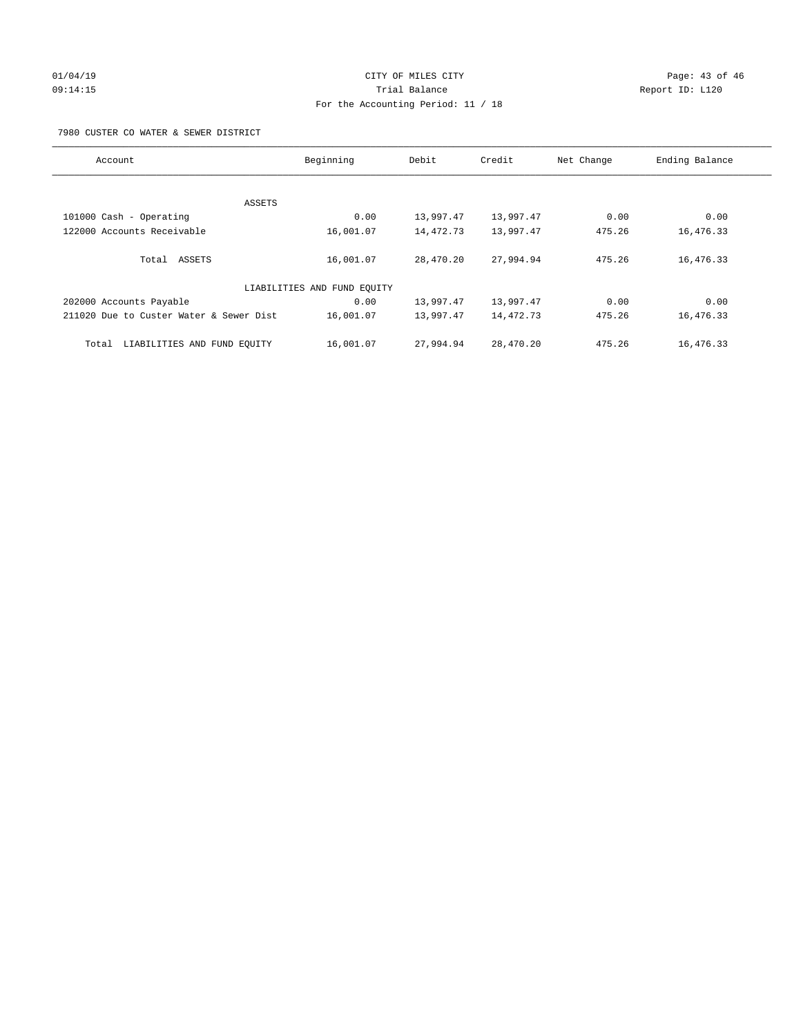CITY OF MILES CITY

Trial Balance

For the Accounting Period: 11 / 18

01/04/19 09:14:15 — Report ID: L120

7980 CUSTER CO WATER & SEWER DISTRICT

| Account | Beginning | Debit | Credit | Net Change | Ending Balance |
|---|---|---|---|---|---|
| ASSETS | | | | | |
| 101000 Cash - Operating | 0.00 | 13,997.47 | 13,997.47 | 0.00 | 0.00 |
| 122000 Accounts Receivable | 16,001.07 | 14,472.73 | 13,997.47 | 475.26 | 16,476.33 |
| Total ASSETS | 16,001.07 | 28,470.20 | 27,994.94 | 475.26 | 16,476.33 |
| LIABILITIES AND FUND EQUITY | | | | | |
| 202000 Accounts Payable | 0.00 | 13,997.47 | 13,997.47 | 0.00 | 0.00 |
| 211020 Due to Custer Water & Sewer Dist | 16,001.07 | 13,997.47 | 14,472.73 | 475.26 | 16,476.33 |
| Total LIABILITIES AND FUND EQUITY | 16,001.07 | 27,994.94 | 28,470.20 | 475.26 | 16,476.33 |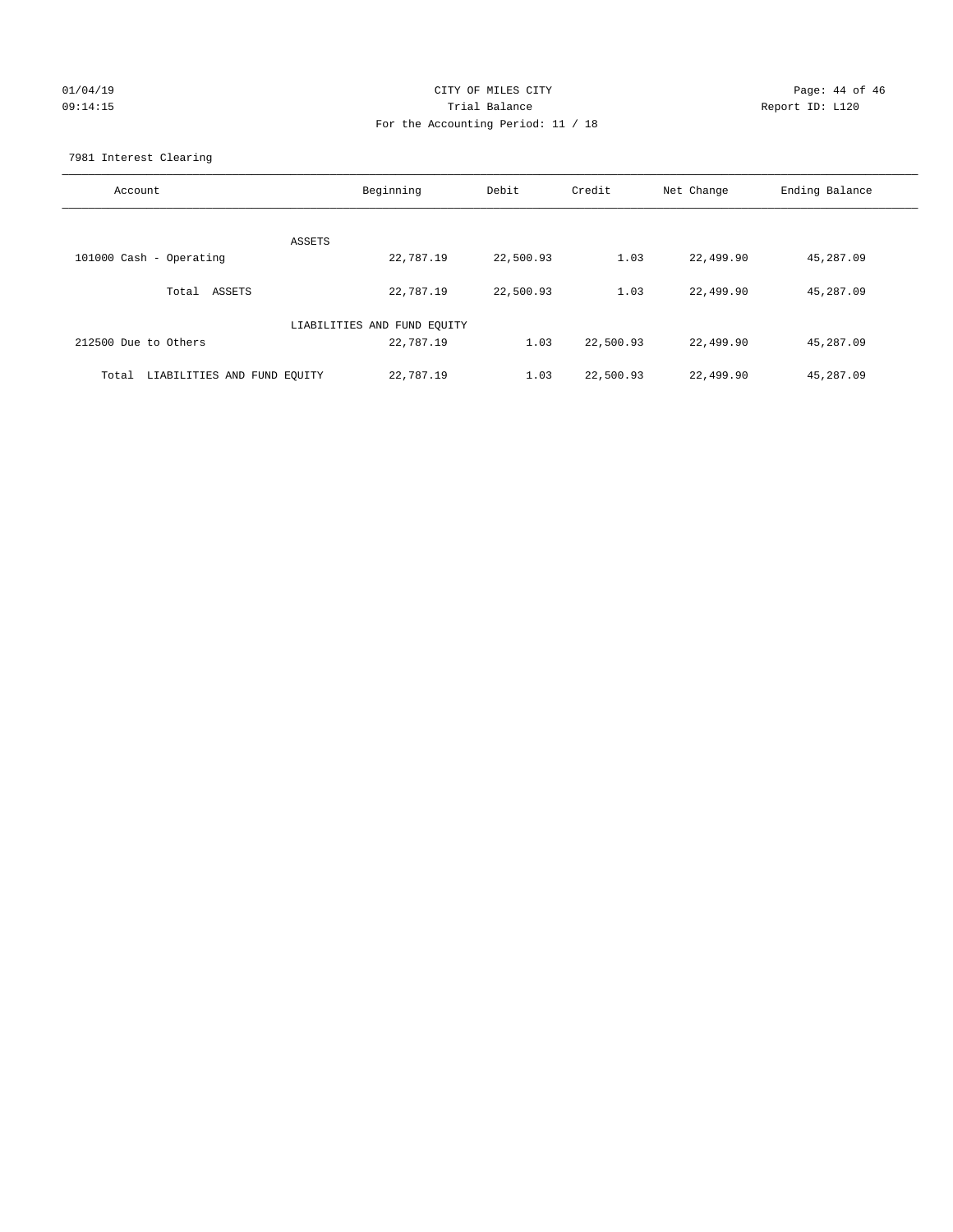CITY OF MILES CITY
Trial Balance
For the Accounting Period: 11 / 18

01/04/19
09:14:15

Report ID: L120

7981 Interest Clearing

| Account | Beginning | Debit | Credit | Net Change | Ending Balance |
|---|---|---|---|---|---|
| ASSETS | | | | | |
| 101000 Cash - Operating | 22,787.19 | 22,500.93 | 1.03 | 22,499.90 | 45,287.09 |
| Total ASSETS | 22,787.19 | 22,500.93 | 1.03 | 22,499.90 | 45,287.09 |
| LIABILITIES AND FUND EQUITY | | | | | |
| 212500 Due to Others | 22,787.19 | 1.03 | 22,500.93 | 22,499.90 | 45,287.09 |
| Total LIABILITIES AND FUND EQUITY | 22,787.19 | 1.03 | 22,500.93 | 22,499.90 | 45,287.09 |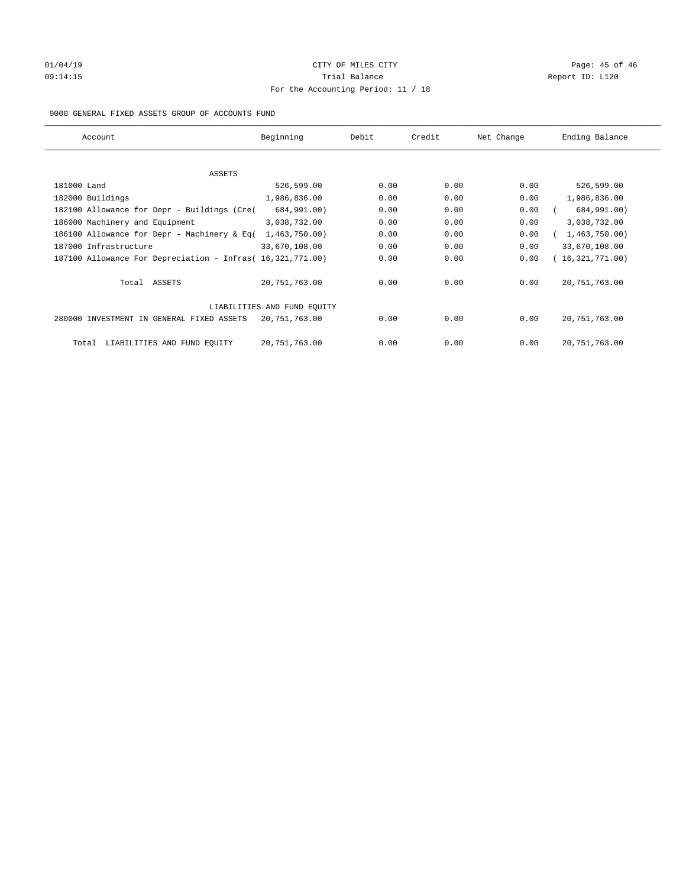# CITY OF MILES CITY

## Trial Balance

### For the Accounting Period: 11 / 18

01/04/19 09:14:15 — Report ID: L120

9000 GENERAL FIXED ASSETS GROUP OF ACCOUNTS FUND

| Account | Beginning | Debit | Credit | Net Change | Ending Balance |
|---|---|---|---|---|---|
| ASSETS | | | | | |
| 181000 Land | 526,599.00 | 0.00 | 0.00 | 0.00 | 526,599.00 |
| 182000 Buildings | 1,986,836.00 | 0.00 | 0.00 | 0.00 | 1,986,836.00 |
| 182100 Allowance for Depr - Buildings (Cre( | 684,991.00) | 0.00 | 0.00 | 0.00 | ( 684,991.00) |
| 186000 Machinery and Equipment | 3,038,732.00 | 0.00 | 0.00 | 0.00 | 3,038,732.00 |
| 186100 Allowance for Depr - Machinery & Eq( | 1,463,750.00) | 0.00 | 0.00 | 0.00 | ( 1,463,750.00) |
| 187000 Infrastructure | 33,670,108.00 | 0.00 | 0.00 | 0.00 | 33,670,108.00 |
| 187100 Allowance For Depreciation - Infras( | 16,321,771.00) | 0.00 | 0.00 | 0.00 | ( 16,321,771.00) |
| Total ASSETS | 20,751,763.00 | 0.00 | 0.00 | 0.00 | 20,751,763.00 |
| LIABILITIES AND FUND EQUITY | | | | | |
| 280000 INVESTMENT IN GENERAL FIXED ASSETS | 20,751,763.00 | 0.00 | 0.00 | 0.00 | 20,751,763.00 |
| Total LIABILITIES AND FUND EQUITY | 20,751,763.00 | 0.00 | 0.00 | 0.00 | 20,751,763.00 |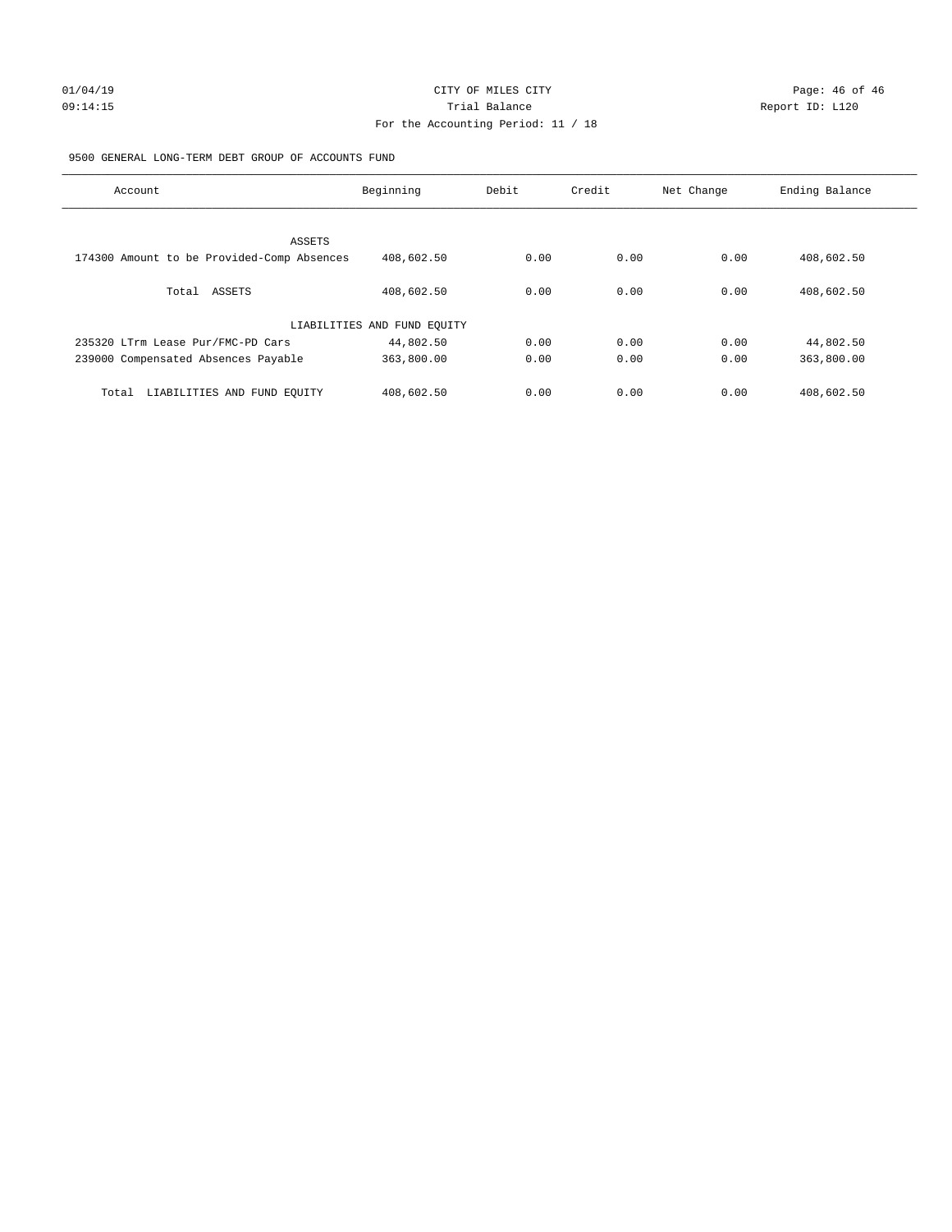CITY OF MILES CITY

Trial Balance

Report ID: L120

01/04/19 09:14:15

For the Accounting Period: 11 / 18

9500 GENERAL LONG-TERM DEBT GROUP OF ACCOUNTS FUND

| Account | Beginning | Debit | Credit | Net Change | Ending Balance |
|---|---|---|---|---|---|
| ASSETS | | | | | |
| 174300 Amount to be Provided-Comp Absences | 408,602.50 | 0.00 | 0.00 | 0.00 | 408,602.50 |
| Total ASSETS | 408,602.50 | 0.00 | 0.00 | 0.00 | 408,602.50 |
| LIABILITIES AND FUND EQUITY | | | | | |
| 235320 LTrm Lease Pur/FMC-PD Cars | 44,802.50 | 0.00 | 0.00 | 0.00 | 44,802.50 |
| 239000 Compensated Absences Payable | 363,800.00 | 0.00 | 0.00 | 0.00 | 363,800.00 |
| Total LIABILITIES AND FUND EQUITY | 408,602.50 | 0.00 | 0.00 | 0.00 | 408,602.50 |